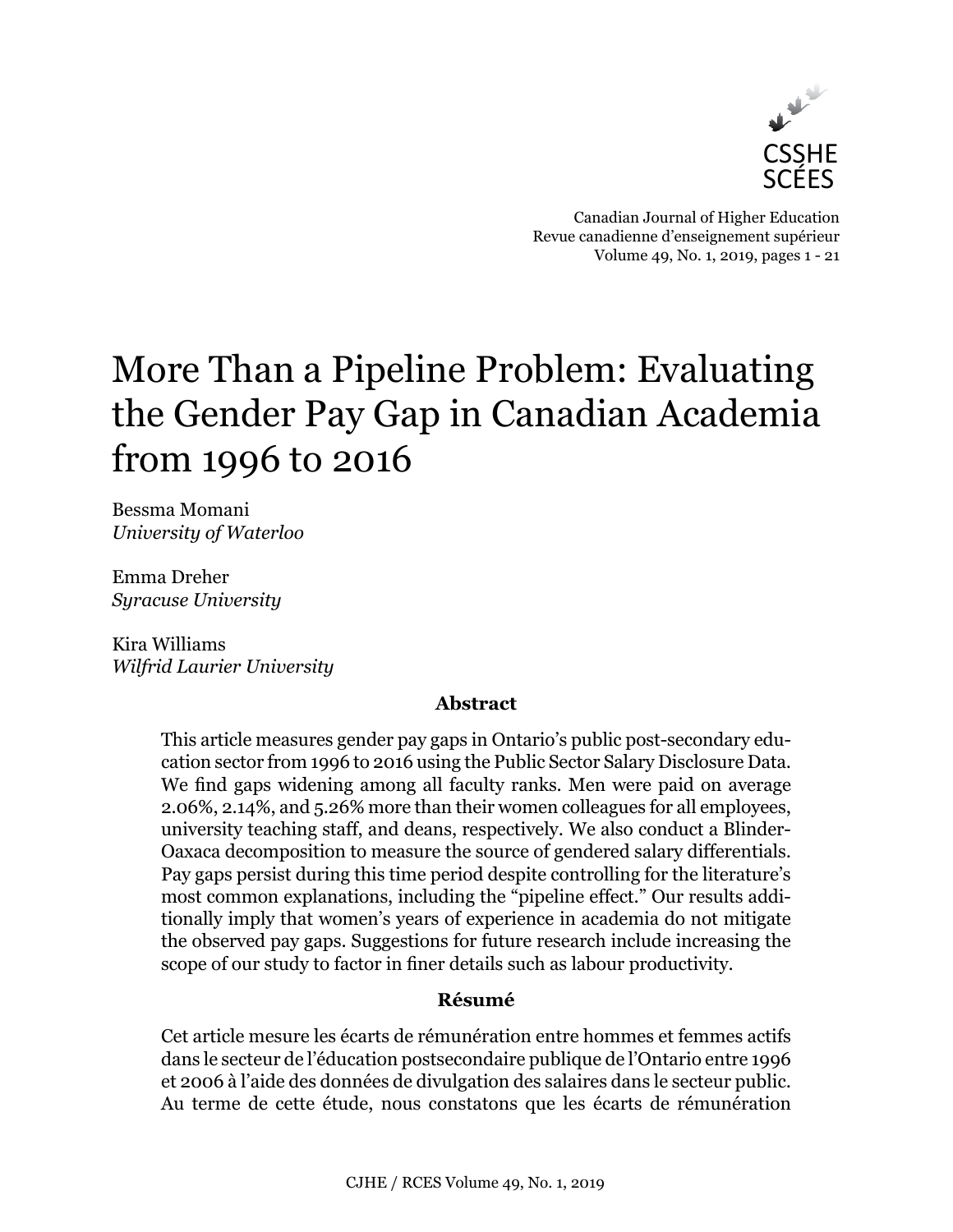Canadian Journal of Higher Education
Revue canadienne d'enseignement supérieur
Volume 49, No. 1, 2019, pages 1 - 21

# More Than a Pipeline Problem: Evaluating the Gender Pay Gap in Canadian Academia from 1996 to 2016

Bessma Momani
*University of Waterloo*

Emma Dreher
*Syracuse University*

Kira Williams
*Wilfrid Laurier University*

### Abstract

This article measures gender pay gaps in Ontario's public post-secondary education sector from 1996 to 2016 using the Public Sector Salary Disclosure Data. We find gaps widening among all faculty ranks. Men were paid on average 2.06%, 2.14%, and 5.26% more than their women colleagues for all employees, university teaching staff, and deans, respectively. We also conduct a Blinder-Oaxaca decomposition to measure the source of gendered salary differentials. Pay gaps persist during this time period despite controlling for the literature's most common explanations, including the "pipeline effect." Our results additionally imply that women's years of experience in academia do not mitigate the observed pay gaps. Suggestions for future research include increasing the scope of our study to factor in finer details such as labour productivity.

### Résumé

Cet article mesure les écarts de rémunération entre hommes et femmes actifs dans le secteur de l'éducation postsecondaire publique de l'Ontario entre 1996 et 2006 à l'aide des données de divulgation des salaires dans le secteur public. Au terme de cette étude, nous constatons que les écarts de rémunération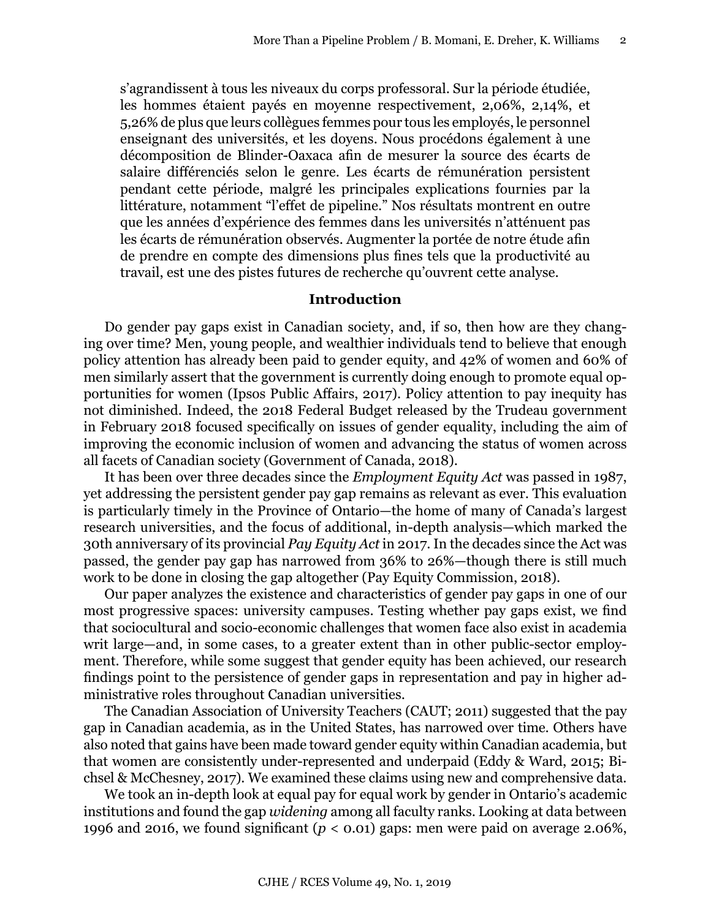s'agrandissent à tous les niveaux du corps professoral. Sur la période étudiée, les hommes étaient payés en moyenne respectivement, 2,06%, 2,14%, et 5,26% de plus que leurs collègues femmes pour tous les employés, le personnel enseignant des universités, et les doyens. Nous procédons également à une décomposition de Blinder-Oaxaca afin de mesurer la source des écarts de salaire différenciés selon le genre. Les écarts de rémunération persistent pendant cette période, malgré les principales explications fournies par la littérature, notamment "l'effet de pipeline." Nos résultats montrent en outre que les années d'expérience des femmes dans les universités n'atténuent pas les écarts de rémunération observés. Augmenter la portée de notre étude afin de prendre en compte des dimensions plus fines tels que la productivité au travail, est une des pistes futures de recherche qu'ouvrent cette analyse.

## Introduction

Do gender pay gaps exist in Canadian society, and, if so, then how are they changing over time? Men, young people, and wealthier individuals tend to believe that enough policy attention has already been paid to gender equity, and 42% of women and 60% of men similarly assert that the government is currently doing enough to promote equal opportunities for women (Ipsos Public Affairs, 2017). Policy attention to pay inequity has not diminished. Indeed, the 2018 Federal Budget released by the Trudeau government in February 2018 focused specifically on issues of gender equality, including the aim of improving the economic inclusion of women and advancing the status of women across all facets of Canadian society (Government of Canada, 2018).

It has been over three decades since the *Employment Equity Act* was passed in 1987, yet addressing the persistent gender pay gap remains as relevant as ever. This evaluation is particularly timely in the Province of Ontario—the home of many of Canada's largest research universities, and the focus of additional, in-depth analysis—which marked the 30th anniversary of its provincial *Pay Equity Act* in 2017. In the decades since the Act was passed, the gender pay gap has narrowed from 36% to 26%—though there is still much work to be done in closing the gap altogether (Pay Equity Commission, 2018).

Our paper analyzes the existence and characteristics of gender pay gaps in one of our most progressive spaces: university campuses. Testing whether pay gaps exist, we find that sociocultural and socio-economic challenges that women face also exist in academia writ large—and, in some cases, to a greater extent than in other public-sector employment. Therefore, while some suggest that gender equity has been achieved, our research findings point to the persistence of gender gaps in representation and pay in higher administrative roles throughout Canadian universities.

The Canadian Association of University Teachers (CAUT; 2011) suggested that the pay gap in Canadian academia, as in the United States, has narrowed over time. Others have also noted that gains have been made toward gender equity within Canadian academia, but that women are consistently under-represented and underpaid (Eddy & Ward, 2015; Bichsel & McChesney, 2017). We examined these claims using new and comprehensive data.

We took an in-depth look at equal pay for equal work by gender in Ontario's academic institutions and found the gap *widening* among all faculty ranks. Looking at data between 1996 and 2016, we found significant ($p < 0.01$) gaps: men were paid on average 2.06%,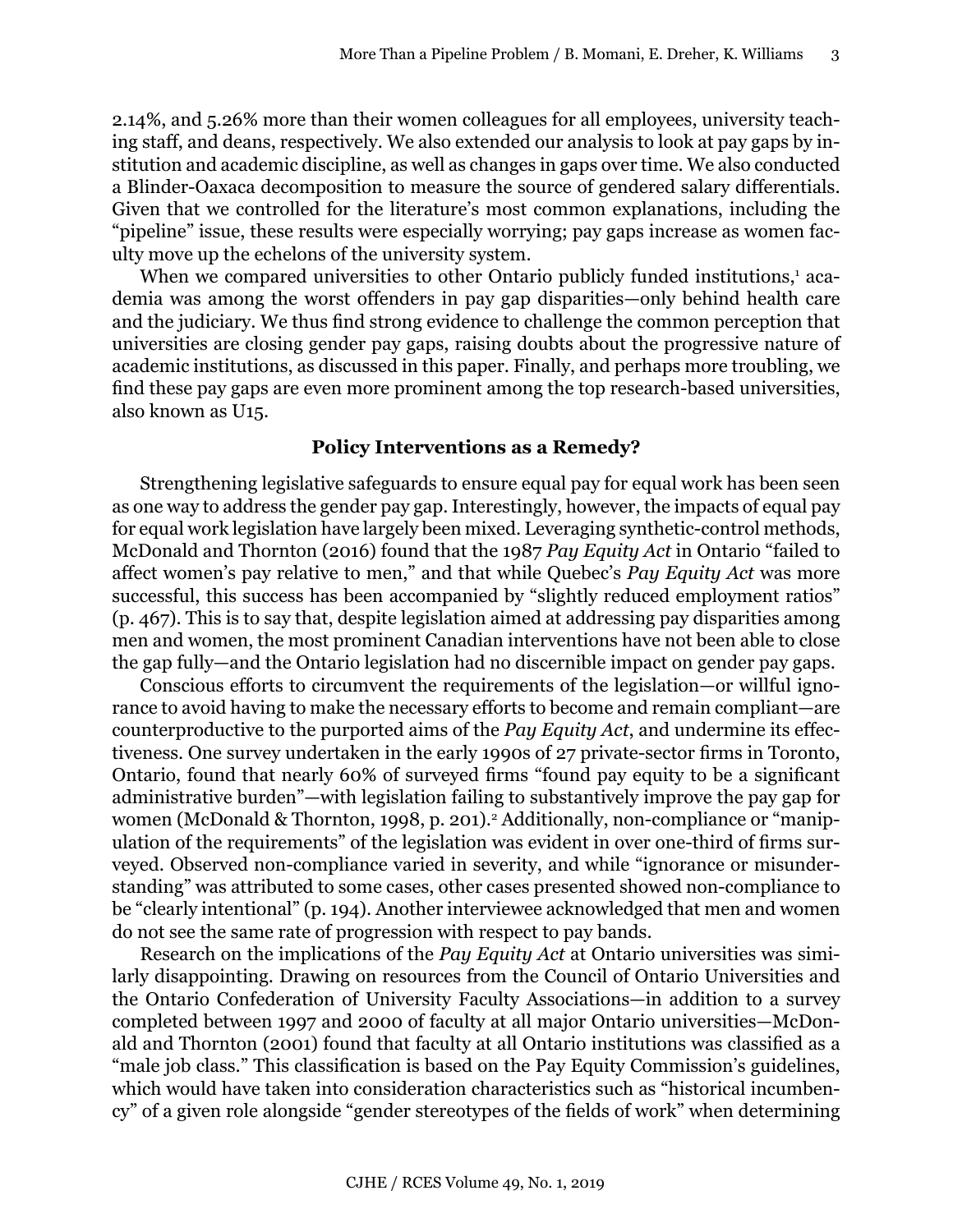2.14%, and 5.26% more than their women colleagues for all employees, university teaching staff, and deans, respectively. We also extended our analysis to look at pay gaps by institution and academic discipline, as well as changes in gaps over time. We also conducted a Blinder-Oaxaca decomposition to measure the source of gendered salary differentials. Given that we controlled for the literature's most common explanations, including the "pipeline" issue, these results were especially worrying; pay gaps increase as women faculty move up the echelons of the university system.

When we compared universities to other Ontario publicly funded institutions,[1] academia was among the worst offenders in pay gap disparities—only behind health care and the judiciary. We thus find strong evidence to challenge the common perception that universities are closing gender pay gaps, raising doubts about the progressive nature of academic institutions, as discussed in this paper. Finally, and perhaps more troubling, we find these pay gaps are even more prominent among the top research-based universities, also known as U15.

## Policy Interventions as a Remedy?

Strengthening legislative safeguards to ensure equal pay for equal work has been seen as one way to address the gender pay gap. Interestingly, however, the impacts of equal pay for equal work legislation have largely been mixed. Leveraging synthetic-control methods, McDonald and Thornton (2016) found that the 1987 *Pay Equity Act* in Ontario "failed to affect women's pay relative to men," and that while Quebec's *Pay Equity Act* was more successful, this success has been accompanied by "slightly reduced employment ratios" (p. 467). This is to say that, despite legislation aimed at addressing pay disparities among men and women, the most prominent Canadian interventions have not been able to close the gap fully—and the Ontario legislation had no discernible impact on gender pay gaps.

Conscious efforts to circumvent the requirements of the legislation—or willful ignorance to avoid having to make the necessary efforts to become and remain compliant—are counterproductive to the purported aims of the *Pay Equity Act*, and undermine its effectiveness. One survey undertaken in the early 1990s of 27 private-sector firms in Toronto, Ontario, found that nearly 60% of surveyed firms "found pay equity to be a significant administrative burden"—with legislation failing to substantively improve the pay gap for women (McDonald & Thornton, 1998, p. 201).[2] Additionally, non-compliance or "manipulation of the requirements" of the legislation was evident in over one-third of firms surveyed. Observed non-compliance varied in severity, and while "ignorance or misunderstanding" was attributed to some cases, other cases presented showed non-compliance to be "clearly intentional" (p. 194). Another interviewee acknowledged that men and women do not see the same rate of progression with respect to pay bands.

Research on the implications of the *Pay Equity Act* at Ontario universities was similarly disappointing. Drawing on resources from the Council of Ontario Universities and the Ontario Confederation of University Faculty Associations—in addition to a survey completed between 1997 and 2000 of faculty at all major Ontario universities—McDonald and Thornton (2001) found that faculty at all Ontario institutions was classified as a "male job class." This classification is based on the Pay Equity Commission's guidelines, which would have taken into consideration characteristics such as "historical incumbency" of a given role alongside "gender stereotypes of the fields of work" when determining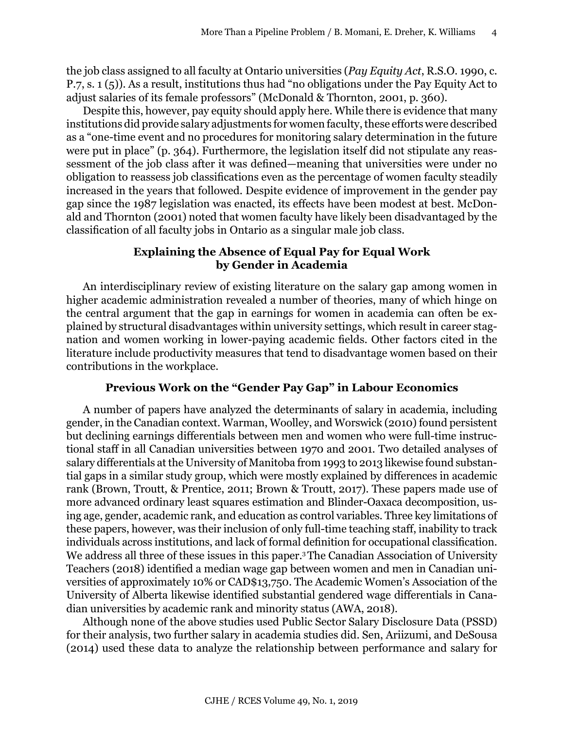the job class assigned to all faculty at Ontario universities (*Pay Equity Act*, R.S.O. 1990, c. P.7, s. 1 (5)). As a result, institutions thus had "no obligations under the Pay Equity Act to adjust salaries of its female professors" (McDonald & Thornton, 2001, p. 360).

Despite this, however, pay equity should apply here. While there is evidence that many institutions did provide salary adjustments for women faculty, these efforts were described as a "one-time event and no procedures for monitoring salary determination in the future were put in place" (p. 364). Furthermore, the legislation itself did not stipulate any reassessment of the job class after it was defined—meaning that universities were under no obligation to reassess job classifications even as the percentage of women faculty steadily increased in the years that followed. Despite evidence of improvement in the gender pay gap since the 1987 legislation was enacted, its effects have been modest at best. McDonald and Thornton (2001) noted that women faculty have likely been disadvantaged by the classification of all faculty jobs in Ontario as a singular male job class.

## Explaining the Absence of Equal Pay for Equal Work by Gender in Academia

An interdisciplinary review of existing literature on the salary gap among women in higher academic administration revealed a number of theories, many of which hinge on the central argument that the gap in earnings for women in academia can often be explained by structural disadvantages within university settings, which result in career stagnation and women working in lower-paying academic fields. Other factors cited in the literature include productivity measures that tend to disadvantage women based on their contributions in the workplace.

## Previous Work on the "Gender Pay Gap" in Labour Economics

A number of papers have analyzed the determinants of salary in academia, including gender, in the Canadian context. Warman, Woolley, and Worswick (2010) found persistent but declining earnings differentials between men and women who were full-time instructional staff in all Canadian universities between 1970 and 2001. Two detailed analyses of salary differentials at the University of Manitoba from 1993 to 2013 likewise found substantial gaps in a similar study group, which were mostly explained by differences in academic rank (Brown, Troutt, & Prentice, 2011; Brown & Troutt, 2017). These papers made use of more advanced ordinary least squares estimation and Blinder-Oaxaca decomposition, using age, gender, academic rank, and education as control variables. Three key limitations of these papers, however, was their inclusion of only full-time teaching staff, inability to track individuals across institutions, and lack of formal definition for occupational classification. We address all three of these issues in this paper.[3] The Canadian Association of University Teachers (2018) identified a median wage gap between women and men in Canadian universities of approximately 10% or CAD$13,750. The Academic Women's Association of the University of Alberta likewise identified substantial gendered wage differentials in Canadian universities by academic rank and minority status (AWA, 2018).

Although none of the above studies used Public Sector Salary Disclosure Data (PSSD) for their analysis, two further salary in academia studies did. Sen, Ariizumi, and DeSousa (2014) used these data to analyze the relationship between performance and salary for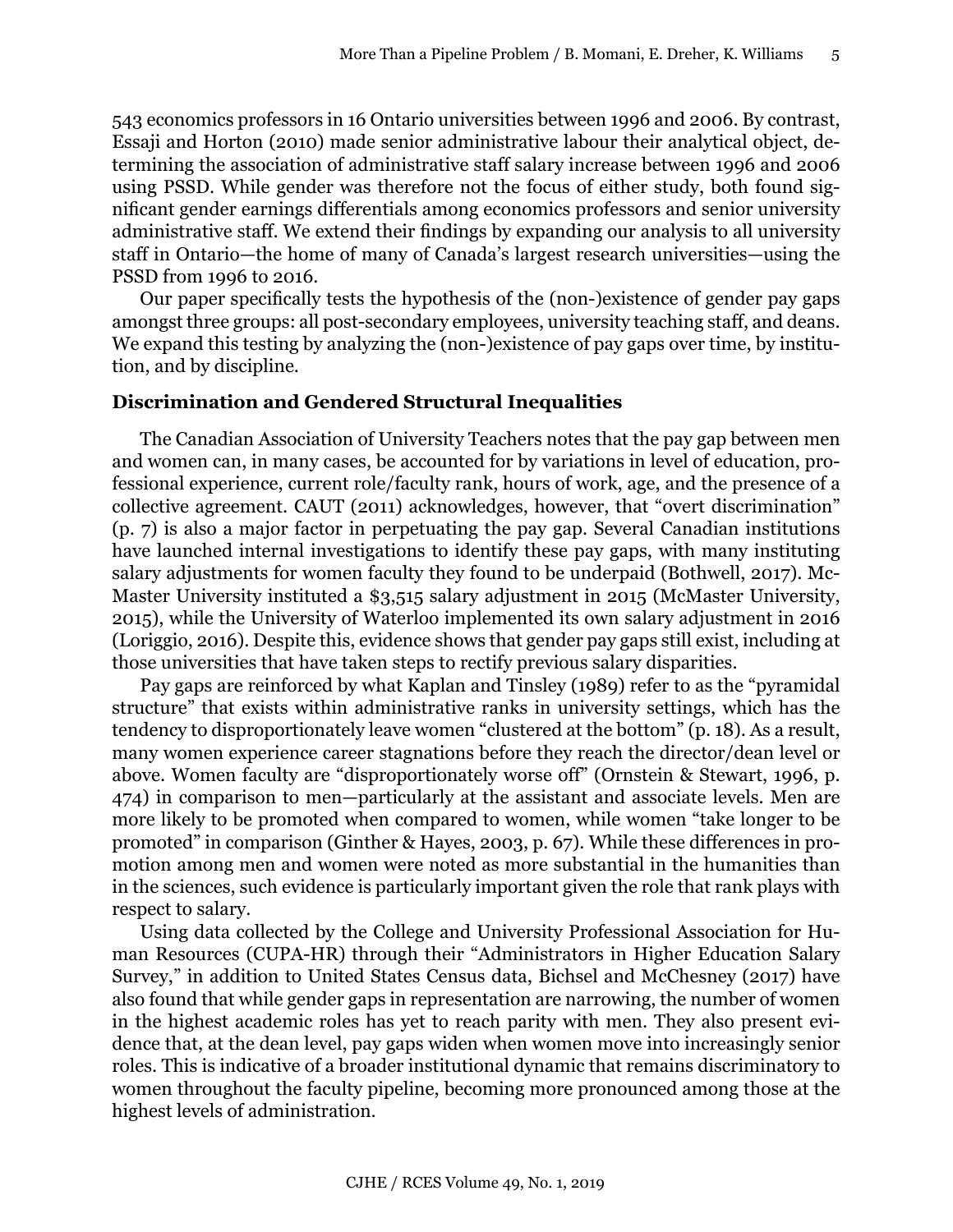543 economics professors in 16 Ontario universities between 1996 and 2006. By contrast, Essaji and Horton (2010) made senior administrative labour their analytical object, determining the association of administrative staff salary increase between 1996 and 2006 using PSSD. While gender was therefore not the focus of either study, both found significant gender earnings differentials among economics professors and senior university administrative staff. We extend their findings by expanding our analysis to all university staff in Ontario—the home of many of Canada's largest research universities—using the PSSD from 1996 to 2016.

Our paper specifically tests the hypothesis of the (non-)existence of gender pay gaps amongst three groups: all post-secondary employees, university teaching staff, and deans. We expand this testing by analyzing the (non-)existence of pay gaps over time, by institution, and by discipline.

### Discrimination and Gendered Structural Inequalities

The Canadian Association of University Teachers notes that the pay gap between men and women can, in many cases, be accounted for by variations in level of education, professional experience, current role/faculty rank, hours of work, age, and the presence of a collective agreement. CAUT (2011) acknowledges, however, that "overt discrimination" (p. 7) is also a major factor in perpetuating the pay gap. Several Canadian institutions have launched internal investigations to identify these pay gaps, with many instituting salary adjustments for women faculty they found to be underpaid (Bothwell, 2017). McMaster University instituted a $3,515 salary adjustment in 2015 (McMaster University, 2015), while the University of Waterloo implemented its own salary adjustment in 2016 (Loriggio, 2016). Despite this, evidence shows that gender pay gaps still exist, including at those universities that have taken steps to rectify previous salary disparities.

Pay gaps are reinforced by what Kaplan and Tinsley (1989) refer to as the "pyramidal structure" that exists within administrative ranks in university settings, which has the tendency to disproportionately leave women "clustered at the bottom" (p. 18). As a result, many women experience career stagnations before they reach the director/dean level or above. Women faculty are "disproportionately worse off" (Ornstein & Stewart, 1996, p. 474) in comparison to men—particularly at the assistant and associate levels. Men are more likely to be promoted when compared to women, while women "take longer to be promoted" in comparison (Ginther & Hayes, 2003, p. 67). While these differences in promotion among men and women were noted as more substantial in the humanities than in the sciences, such evidence is particularly important given the role that rank plays with respect to salary.

Using data collected by the College and University Professional Association for Human Resources (CUPA-HR) through their "Administrators in Higher Education Salary Survey," in addition to United States Census data, Bichsel and McChesney (2017) have also found that while gender gaps in representation are narrowing, the number of women in the highest academic roles has yet to reach parity with men. They also present evidence that, at the dean level, pay gaps widen when women move into increasingly senior roles. This is indicative of a broader institutional dynamic that remains discriminatory to women throughout the faculty pipeline, becoming more pronounced among those at the highest levels of administration.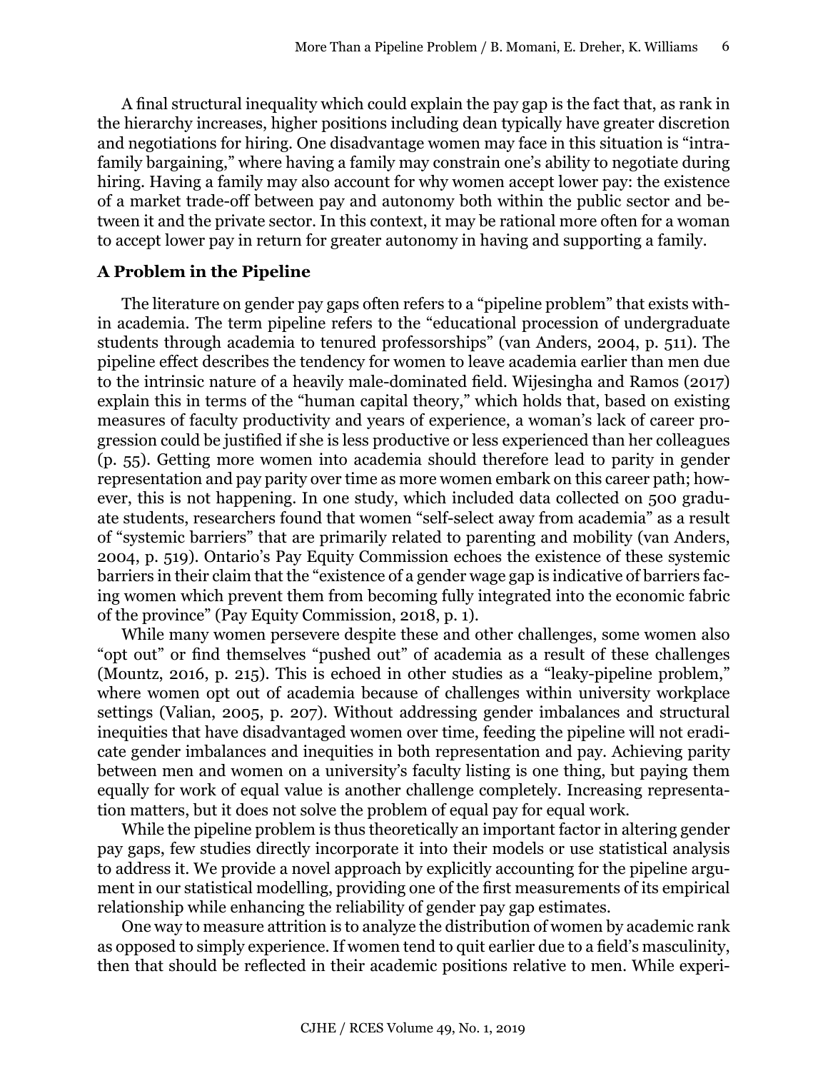A final structural inequality which could explain the pay gap is the fact that, as rank in the hierarchy increases, higher positions including dean typically have greater discretion and negotiations for hiring. One disadvantage women may face in this situation is "intra-family bargaining," where having a family may constrain one's ability to negotiate during hiring. Having a family may also account for why women accept lower pay: the existence of a market trade-off between pay and autonomy both within the public sector and between it and the private sector. In this context, it may be rational more often for a woman to accept lower pay in return for greater autonomy in having and supporting a family.

**A Problem in the Pipeline**

The literature on gender pay gaps often refers to a "pipeline problem" that exists within academia. The term pipeline refers to the "educational procession of undergraduate students through academia to tenured professorships" (van Anders, 2004, p. 511). The pipeline effect describes the tendency for women to leave academia earlier than men due to the intrinsic nature of a heavily male-dominated field. Wijesingha and Ramos (2017) explain this in terms of the "human capital theory," which holds that, based on existing measures of faculty productivity and years of experience, a woman's lack of career progression could be justified if she is less productive or less experienced than her colleagues (p. 55). Getting more women into academia should therefore lead to parity in gender representation and pay parity over time as more women embark on this career path; however, this is not happening. In one study, which included data collected on 500 graduate students, researchers found that women "self-select away from academia" as a result of "systemic barriers" that are primarily related to parenting and mobility (van Anders, 2004, p. 519). Ontario's Pay Equity Commission echoes the existence of these systemic barriers in their claim that the "existence of a gender wage gap is indicative of barriers facing women which prevent them from becoming fully integrated into the economic fabric of the province" (Pay Equity Commission, 2018, p. 1).

While many women persevere despite these and other challenges, some women also "opt out" or find themselves "pushed out" of academia as a result of these challenges (Mountz, 2016, p. 215). This is echoed in other studies as a "leaky-pipeline problem," where women opt out of academia because of challenges within university workplace settings (Valian, 2005, p. 207). Without addressing gender imbalances and structural inequities that have disadvantaged women over time, feeding the pipeline will not eradicate gender imbalances and inequities in both representation and pay. Achieving parity between men and women on a university's faculty listing is one thing, but paying them equally for work of equal value is another challenge completely. Increasing representation matters, but it does not solve the problem of equal pay for equal work.

While the pipeline problem is thus theoretically an important factor in altering gender pay gaps, few studies directly incorporate it into their models or use statistical analysis to address it. We provide a novel approach by explicitly accounting for the pipeline argument in our statistical modelling, providing one of the first measurements of its empirical relationship while enhancing the reliability of gender pay gap estimates.

One way to measure attrition is to analyze the distribution of women by academic rank as opposed to simply experience. If women tend to quit earlier due to a field's masculinity, then that should be reflected in their academic positions relative to men. While experi-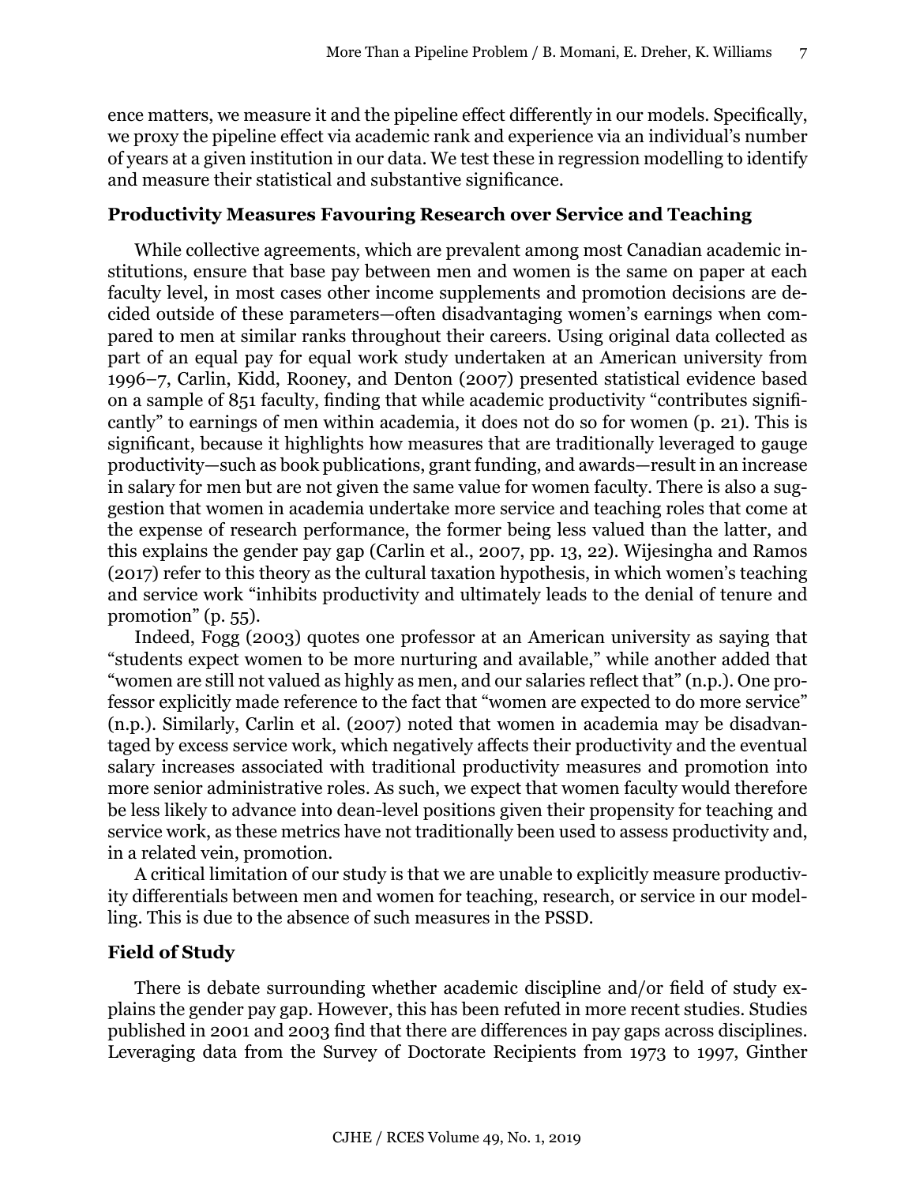ence matters, we measure it and the pipeline effect differently in our models. Specifically, we proxy the pipeline effect via academic rank and experience via an individual's number of years at a given institution in our data. We test these in regression modelling to identify and measure their statistical and substantive significance.

### Productivity Measures Favouring Research over Service and Teaching

While collective agreements, which are prevalent among most Canadian academic institutions, ensure that base pay between men and women is the same on paper at each faculty level, in most cases other income supplements and promotion decisions are decided outside of these parameters—often disadvantaging women's earnings when compared to men at similar ranks throughout their careers. Using original data collected as part of an equal pay for equal work study undertaken at an American university from 1996–7, Carlin, Kidd, Rooney, and Denton (2007) presented statistical evidence based on a sample of 851 faculty, finding that while academic productivity "contributes significantly" to earnings of men within academia, it does not do so for women (p. 21). This is significant, because it highlights how measures that are traditionally leveraged to gauge productivity—such as book publications, grant funding, and awards—result in an increase in salary for men but are not given the same value for women faculty. There is also a suggestion that women in academia undertake more service and teaching roles that come at the expense of research performance, the former being less valued than the latter, and this explains the gender pay gap (Carlin et al., 2007, pp. 13, 22). Wijesingha and Ramos (2017) refer to this theory as the cultural taxation hypothesis, in which women's teaching and service work "inhibits productivity and ultimately leads to the denial of tenure and promotion" (p. 55).

Indeed, Fogg (2003) quotes one professor at an American university as saying that "students expect women to be more nurturing and available," while another added that "women are still not valued as highly as men, and our salaries reflect that" (n.p.). One professor explicitly made reference to the fact that "women are expected to do more service" (n.p.). Similarly, Carlin et al. (2007) noted that women in academia may be disadvantaged by excess service work, which negatively affects their productivity and the eventual salary increases associated with traditional productivity measures and promotion into more senior administrative roles. As such, we expect that women faculty would therefore be less likely to advance into dean-level positions given their propensity for teaching and service work, as these metrics have not traditionally been used to assess productivity and, in a related vein, promotion.

A critical limitation of our study is that we are unable to explicitly measure productivity differentials between men and women for teaching, research, or service in our modelling. This is due to the absence of such measures in the PSSD.

### Field of Study

There is debate surrounding whether academic discipline and/or field of study explains the gender pay gap. However, this has been refuted in more recent studies. Studies published in 2001 and 2003 find that there are differences in pay gaps across disciplines. Leveraging data from the Survey of Doctorate Recipients from 1973 to 1997, Ginther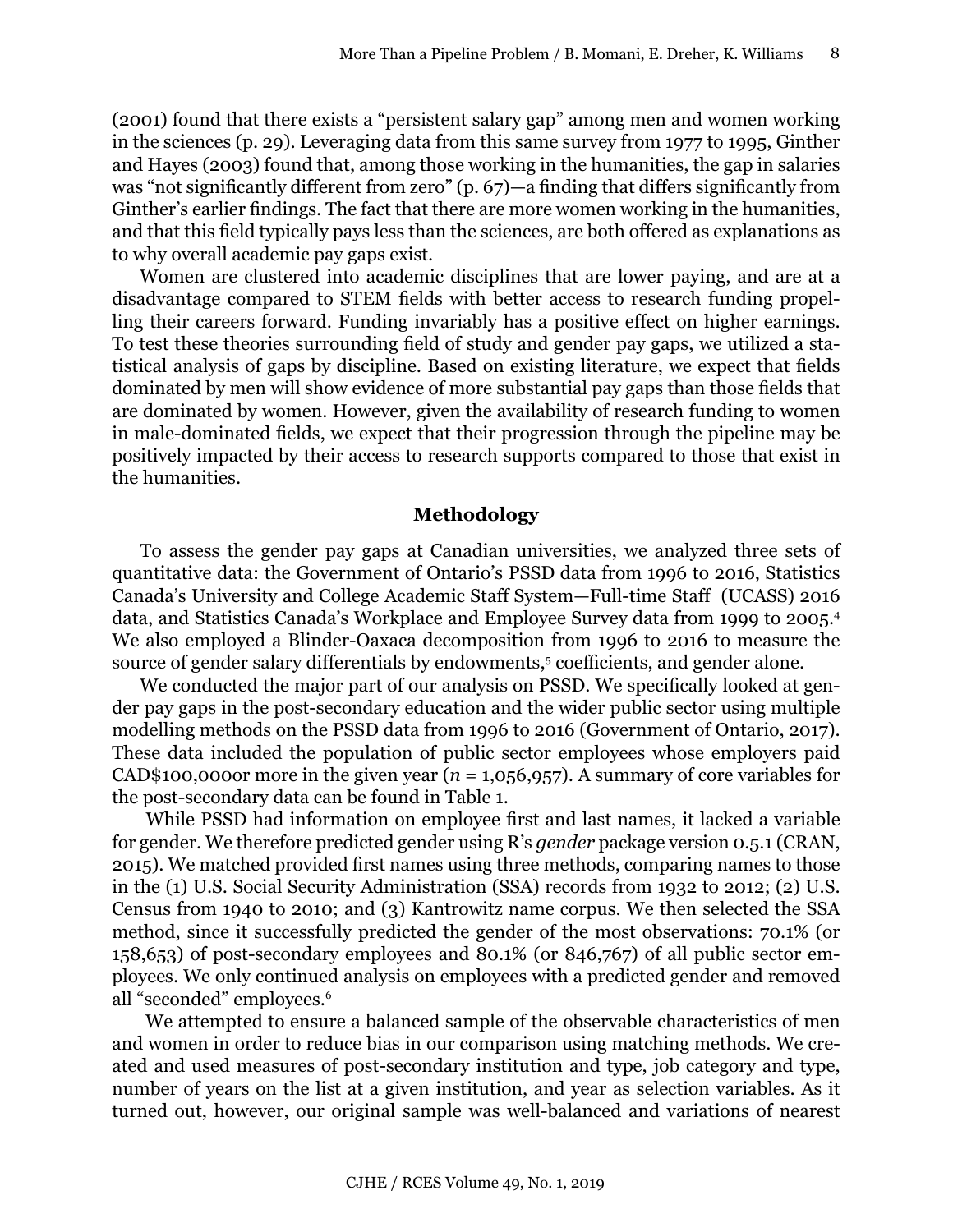(2001) found that there exists a "persistent salary gap" among men and women working in the sciences (p. 29). Leveraging data from this same survey from 1977 to 1995, Ginther and Hayes (2003) found that, among those working in the humanities, the gap in salaries was "not significantly different from zero" (p. 67)—a finding that differs significantly from Ginther's earlier findings. The fact that there are more women working in the humanities, and that this field typically pays less than the sciences, are both offered as explanations as to why overall academic pay gaps exist.

Women are clustered into academic disciplines that are lower paying, and are at a disadvantage compared to STEM fields with better access to research funding propelling their careers forward. Funding invariably has a positive effect on higher earnings. To test these theories surrounding field of study and gender pay gaps, we utilized a statistical analysis of gaps by discipline. Based on existing literature, we expect that fields dominated by men will show evidence of more substantial pay gaps than those fields that are dominated by women. However, given the availability of research funding to women in male-dominated fields, we expect that their progression through the pipeline may be positively impacted by their access to research supports compared to those that exist in the humanities.

## Methodology

To assess the gender pay gaps at Canadian universities, we analyzed three sets of quantitative data: the Government of Ontario's PSSD data from 1996 to 2016, Statistics Canada's University and College Academic Staff System—Full-time Staff (UCASS) 2016 data, and Statistics Canada's Workplace and Employee Survey data from 1999 to 2005.[4] We also employed a Blinder-Oaxaca decomposition from 1996 to 2016 to measure the source of gender salary differentials by endowments,[5] coefficients, and gender alone.

We conducted the major part of our analysis on PSSD. We specifically looked at gender pay gaps in the post-secondary education and the wider public sector using multiple modelling methods on the PSSD data from 1996 to 2016 (Government of Ontario, 2017). These data included the population of public sector employees whose employers paid CAD$100,000or more in the given year ($n$ = 1,056,957). A summary of core variables for the post-secondary data can be found in Table 1.

While PSSD had information on employee first and last names, it lacked a variable for gender. We therefore predicted gender using R's *gender* package version 0.5.1 (CRAN, 2015). We matched provided first names using three methods, comparing names to those in the (1) U.S. Social Security Administration (SSA) records from 1932 to 2012; (2) U.S. Census from 1940 to 2010; and (3) Kantrowitz name corpus. We then selected the SSA method, since it successfully predicted the gender of the most observations: 70.1% (or 158,653) of post-secondary employees and 80.1% (or 846,767) of all public sector employees. We only continued analysis on employees with a predicted gender and removed all "seconded" employees.[6]

We attempted to ensure a balanced sample of the observable characteristics of men and women in order to reduce bias in our comparison using matching methods. We created and used measures of post-secondary institution and type, job category and type, number of years on the list at a given institution, and year as selection variables. As it turned out, however, our original sample was well-balanced and variations of nearest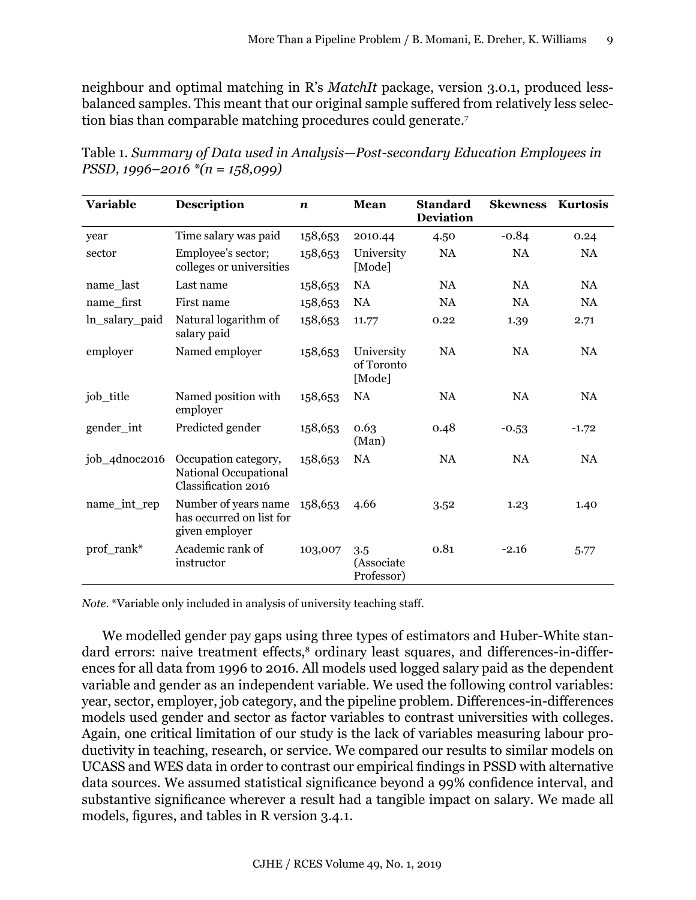neighbour and optimal matching in R's *MatchIt* package, version 3.0.1, produced less-balanced samples. This meant that our original sample suffered from relatively less selection bias than comparable matching procedures could generate.[7]

Table 1. *Summary of Data used in Analysis—Post-secondary Education Employees in PSSD, 1996–2016 *(n = 158,099)*

| Variable | Description | *n* | Mean | Standard Deviation | Skewness | Kurtosis |
|---|---|---|---|---|---|---|
| year | Time salary was paid | 158,653 | 2010.44 | 4.50 | -0.84 | 0.24 |
| sector | Employee's sector; colleges or universities | 158,653 | University [Mode] | NA | NA | NA |
| name_last | Last name | 158,653 | NA | NA | NA | NA |
| name_first | First name | 158,653 | NA | NA | NA | NA |
| ln_salary_paid | Natural logarithm of salary paid | 158,653 | 11.77 | 0.22 | 1.39 | 2.71 |
| employer | Named employer | 158,653 | University of Toronto [Mode] | NA | NA | NA |
| job_title | Named position with employer | 158,653 | NA | NA | NA | NA |
| gender_int | Predicted gender | 158,653 | 0.63 (Man) | 0.48 | -0.53 | -1.72 |
| job_4dnoc2016 | Occupation category, National Occupational Classification 2016 | 158,653 | NA | NA | NA | NA |
| name_int_rep | Number of years name has occurred on list for given employer | 158,653 | 4.66 | 3.52 | 1.23 | 1.40 |
| prof_rank* | Academic rank of instructor | 103,007 | 3.5 (Associate Professor) | 0.81 | -2.16 | 5.77 |

*Note.* *Variable only included in analysis of university teaching staff.

We modelled gender pay gaps using three types of estimators and Huber-White standard errors: naive treatment effects,[8] ordinary least squares, and differences-in-differences for all data from 1996 to 2016. All models used logged salary paid as the dependent variable and gender as an independent variable. We used the following control variables: year, sector, employer, job category, and the pipeline problem. Differences-in-differences models used gender and sector as factor variables to contrast universities with colleges. Again, one critical limitation of our study is the lack of variables measuring labour productivity in teaching, research, or service. We compared our results to similar models on UCASS and WES data in order to contrast our empirical findings in PSSD with alternative data sources. We assumed statistical significance beyond a 99% confidence interval, and substantive significance wherever a result had a tangible impact on salary. We made all models, figures, and tables in R version 3.4.1.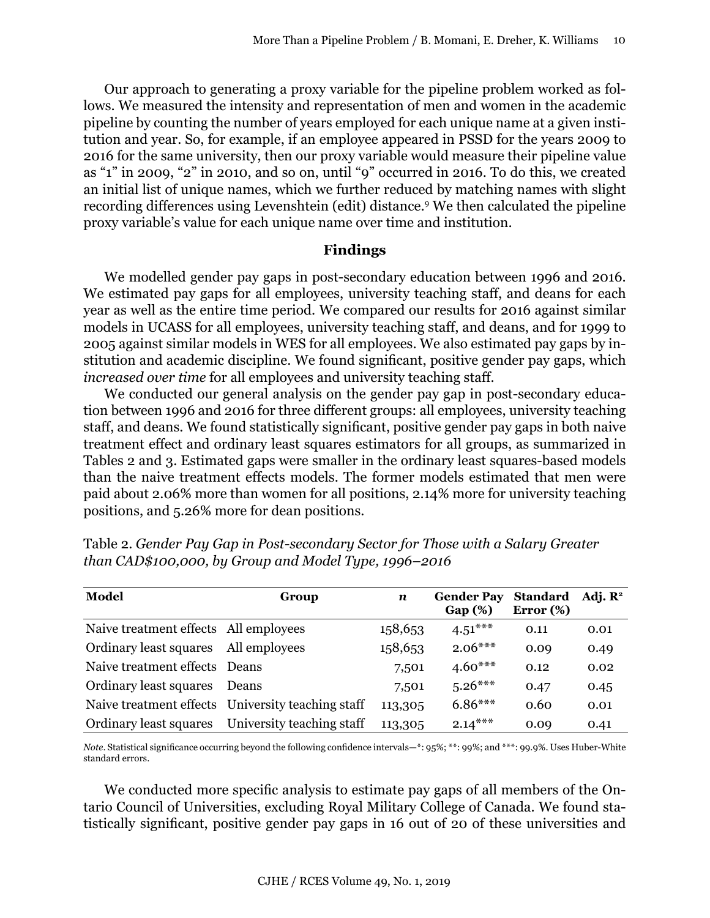Our approach to generating a proxy variable for the pipeline problem worked as follows. We measured the intensity and representation of men and women in the academic pipeline by counting the number of years employed for each unique name at a given institution and year. So, for example, if an employee appeared in PSSD for the years 2009 to 2016 for the same university, then our proxy variable would measure their pipeline value as "1" in 2009, "2" in 2010, and so on, until "9" occurred in 2016. To do this, we created an initial list of unique names, which we further reduced by matching names with slight recording differences using Levenshtein (edit) distance.[9] We then calculated the pipeline proxy variable's value for each unique name over time and institution.

## Findings

We modelled gender pay gaps in post-secondary education between 1996 and 2016. We estimated pay gaps for all employees, university teaching staff, and deans for each year as well as the entire time period. We compared our results for 2016 against similar models in UCASS for all employees, university teaching staff, and deans, and for 1999 to 2005 against similar models in WES for all employees. We also estimated pay gaps by institution and academic discipline. We found significant, positive gender pay gaps, which *increased over time* for all employees and university teaching staff.

We conducted our general analysis on the gender pay gap in post-secondary education between 1996 and 2016 for three different groups: all employees, university teaching staff, and deans. We found statistically significant, positive gender pay gaps in both naive treatment effect and ordinary least squares estimators for all groups, as summarized in Tables 2 and 3. Estimated gaps were smaller in the ordinary least squares-based models than the naive treatment effects models. The former models estimated that men were paid about 2.06% more than women for all positions, 2.14% more for university teaching positions, and 5.26% more for dean positions.

Table 2. *Gender Pay Gap in Post-secondary Sector for Those with a Salary Greater than CAD$100,000, by Group and Model Type, 1996–2016*

| Model | Group | *n* | Gender Pay Gap (%) | Standard Error (%) | Adj. $R^2$ |
|---|---|---|---|---|---|
| Naive treatment effects | All employees | 158,653 | 4.51*** | 0.11 | 0.01 |
| Ordinary least squares | All employees | 158,653 | 2.06*** | 0.09 | 0.49 |
| Naive treatment effects | Deans | 7,501 | 4.60*** | 0.12 | 0.02 |
| Ordinary least squares | Deans | 7,501 | 5.26*** | 0.47 | 0.45 |
| Naive treatment effects | University teaching staff | 113,305 | 6.86*** | 0.60 | 0.01 |
| Ordinary least squares | University teaching staff | 113,305 | 2.14*** | 0.09 | 0.41 |

*Note*. Statistical significance occurring beyond the following confidence intervals—*: 95%; **: 99%; and ***: 99.9%. Uses Huber-White standard errors.

We conducted more specific analysis to estimate pay gaps of all members of the Ontario Council of Universities, excluding Royal Military College of Canada. We found statistically significant, positive gender pay gaps in 16 out of 20 of these universities and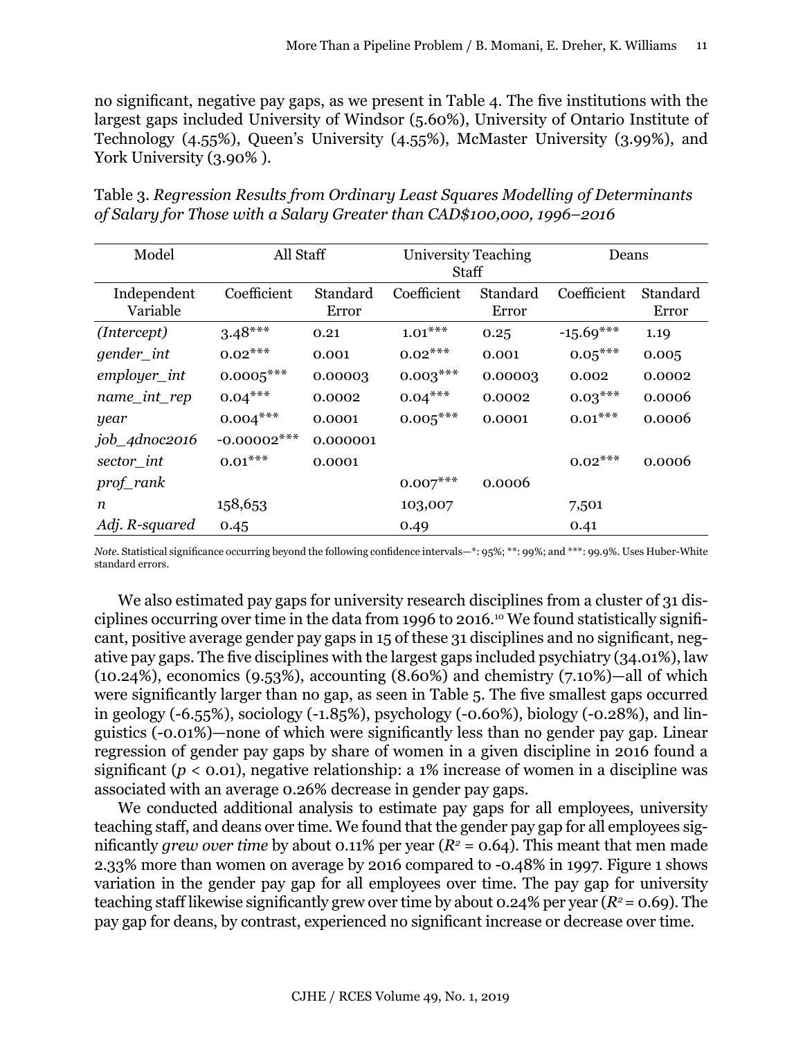no significant, negative pay gaps, as we present in Table 4. The five institutions with the largest gaps included University of Windsor (5.60%), University of Ontario Institute of Technology (4.55%), Queen's University (4.55%), McMaster University (3.99%), and York University (3.90% ).

Table 3. *Regression Results from Ordinary Least Squares Modelling of Determinants of Salary for Those with a Salary Greater than CAD$100,000, 1996–2016*

| Model | All Staff | | University Teaching Staff | | Deans | |
|---|---|---|---|---|---|---|
| Independent Variable | Coefficient | Standard Error | Coefficient | Standard Error | Coefficient | Standard Error |
| *(Intercept)* | 3.48*** | 0.21 | 1.01*** | 0.25 | -15.69*** | 1.19 |
| *gender_int* | 0.02*** | 0.001 | 0.02*** | 0.001 | 0.05*** | 0.005 |
| *employer_int* | 0.0005*** | 0.00003 | 0.003*** | 0.00003 | 0.002 | 0.0002 |
| *name_int_rep* | 0.04*** | 0.0002 | 0.04*** | 0.0002 | 0.03*** | 0.0006 |
| *year* | 0.004*** | 0.0001 | 0.005*** | 0.0001 | 0.01*** | 0.0006 |
| *job_4dnoc2016* | -0.00002*** | 0.000001 | | | | |
| *sector_int* | 0.01*** | 0.0001 | | | 0.02*** | 0.0006 |
| *prof_rank* | | | 0.007*** | 0.0006 | | |
| *n* | 158,653 | | 103,007 | | 7,501 | |
| *Adj. R-squared* | 0.45 | | 0.49 | | 0.41 | |

*Note.* Statistical significance occurring beyond the following confidence intervals—*: 95%; **: 99%; and ***: 99.9%. Uses Huber-White standard errors.

We also estimated pay gaps for university research disciplines from a cluster of 31 disciplines occurring over time in the data from 1996 to 2016.[10] We found statistically significant, positive average gender pay gaps in 15 of these 31 disciplines and no significant, negative pay gaps. The five disciplines with the largest gaps included psychiatry (34.01%), law (10.24%), economics (9.53%), accounting (8.60%) and chemistry (7.10%)—all of which were significantly larger than no gap, as seen in Table 5. The five smallest gaps occurred in geology (-6.55%), sociology (-1.85%), psychology (-0.60%), biology (-0.28%), and linguistics (-0.01%)—none of which were significantly less than no gender pay gap. Linear regression of gender pay gaps by share of women in a given discipline in 2016 found a significant ($p < 0.01$), negative relationship: a 1% increase of women in a discipline was associated with an average 0.26% decrease in gender pay gaps.

We conducted additional analysis to estimate pay gaps for all employees, university teaching staff, and deans over time. We found that the gender pay gap for all employees significantly *grew over time* by about 0.11% per year ($R^2 = 0.64$). This meant that men made 2.33% more than women on average by 2016 compared to -0.48% in 1997. Figure 1 shows variation in the gender pay gap for all employees over time. The pay gap for university teaching staff likewise significantly grew over time by about 0.24% per year ($R^2 = 0.69$). The pay gap for deans, by contrast, experienced no significant increase or decrease over time.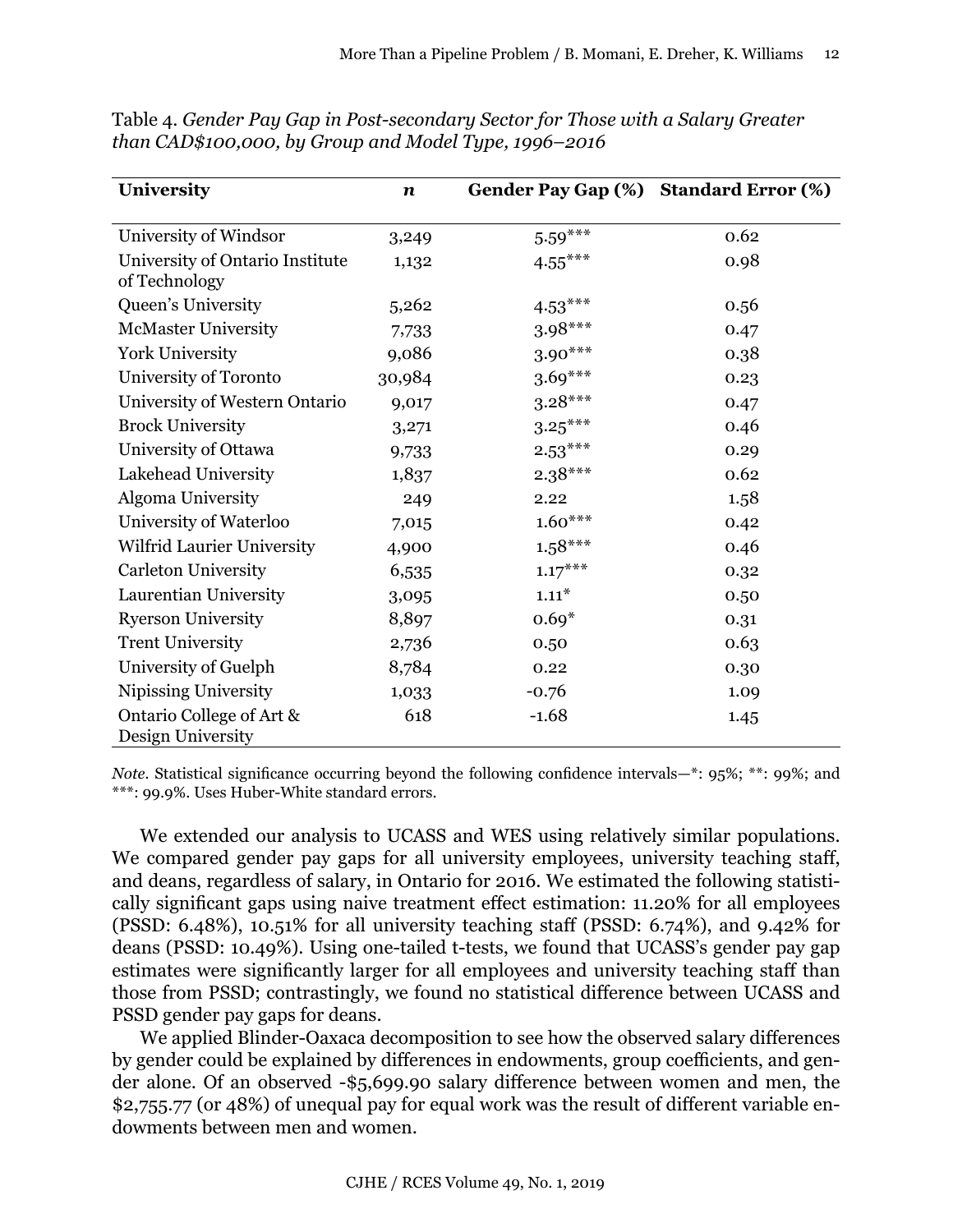Table 4. *Gender Pay Gap in Post-secondary Sector for Those with a Salary Greater than CAD$100,000, by Group and Model Type, 1996–2016*

| University | *n* | Gender Pay Gap (%) | Standard Error (%) |
|---|---|---|---|
| University of Windsor | 3,249 | 5.59*** | 0.62 |
| University of Ontario Institute of Technology | 1,132 | 4.55*** | 0.98 |
| Queen's University | 5,262 | 4.53*** | 0.56 |
| McMaster University | 7,733 | 3.98*** | 0.47 |
| York University | 9,086 | 3.90*** | 0.38 |
| University of Toronto | 30,984 | 3.69*** | 0.23 |
| University of Western Ontario | 9,017 | 3.28*** | 0.47 |
| Brock University | 3,271 | 3.25*** | 0.46 |
| University of Ottawa | 9,733 | 2.53*** | 0.29 |
| Lakehead University | 1,837 | 2.38*** | 0.62 |
| Algoma University | 249 | 2.22 | 1.58 |
| University of Waterloo | 7,015 | 1.60*** | 0.42 |
| Wilfrid Laurier University | 4,900 | 1.58*** | 0.46 |
| Carleton University | 6,535 | 1.17*** | 0.32 |
| Laurentian University | 3,095 | 1.11* | 0.50 |
| Ryerson University | 8,897 | 0.69* | 0.31 |
| Trent University | 2,736 | 0.50 | 0.63 |
| University of Guelph | 8,784 | 0.22 | 0.30 |
| Nipissing University | 1,033 | -0.76 | 1.09 |
| Ontario College of Art & Design University | 618 | -1.68 | 1.45 |

*Note*. Statistical significance occurring beyond the following confidence intervals—*: 95%; **: 99%; and ***: 99.9%. Uses Huber-White standard errors.

We extended our analysis to UCASS and WES using relatively similar populations. We compared gender pay gaps for all university employees, university teaching staff, and deans, regardless of salary, in Ontario for 2016. We estimated the following statistically significant gaps using naive treatment effect estimation: 11.20% for all employees (PSSD: 6.48%), 10.51% for all university teaching staff (PSSD: 6.74%), and 9.42% for deans (PSSD: 10.49%). Using one-tailed t-tests, we found that UCASS's gender pay gap estimates were significantly larger for all employees and university teaching staff than those from PSSD; contrastingly, we found no statistical difference between UCASS and PSSD gender pay gaps for deans.

We applied Blinder-Oaxaca decomposition to see how the observed salary differences by gender could be explained by differences in endowments, group coefficients, and gender alone. Of an observed -$5,699.90 salary difference between women and men, the $2,755.77 (or 48%) of unequal pay for equal work was the result of different variable endowments between men and women.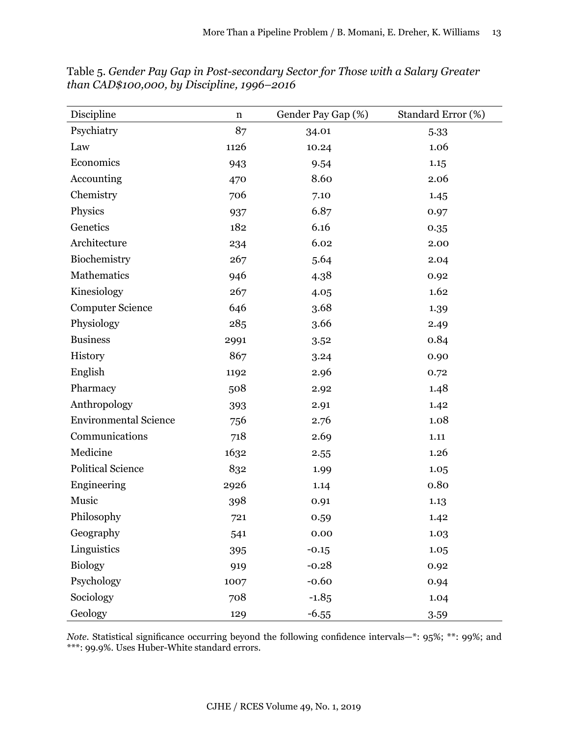Table 5. *Gender Pay Gap in Post-secondary Sector for Those with a Salary Greater than CAD$100,000, by Discipline, 1996–2016*

| Discipline | n | Gender Pay Gap (%) | Standard Error (%) |
|---|---|---|---|
| Psychiatry | 87 | 34.01 | 5.33 |
| Law | 1126 | 10.24 | 1.06 |
| Economics | 943 | 9.54 | 1.15 |
| Accounting | 470 | 8.60 | 2.06 |
| Chemistry | 706 | 7.10 | 1.45 |
| Physics | 937 | 6.87 | 0.97 |
| Genetics | 182 | 6.16 | 0.35 |
| Architecture | 234 | 6.02 | 2.00 |
| Biochemistry | 267 | 5.64 | 2.04 |
| Mathematics | 946 | 4.38 | 0.92 |
| Kinesiology | 267 | 4.05 | 1.62 |
| Computer Science | 646 | 3.68 | 1.39 |
| Physiology | 285 | 3.66 | 2.49 |
| Business | 2991 | 3.52 | 0.84 |
| History | 867 | 3.24 | 0.90 |
| English | 1192 | 2.96 | 0.72 |
| Pharmacy | 508 | 2.92 | 1.48 |
| Anthropology | 393 | 2.91 | 1.42 |
| Environmental Science | 756 | 2.76 | 1.08 |
| Communications | 718 | 2.69 | 1.11 |
| Medicine | 1632 | 2.55 | 1.26 |
| Political Science | 832 | 1.99 | 1.05 |
| Engineering | 2926 | 1.14 | 0.80 |
| Music | 398 | 0.91 | 1.13 |
| Philosophy | 721 | 0.59 | 1.42 |
| Geography | 541 | 0.00 | 1.03 |
| Linguistics | 395 | -0.15 | 1.05 |
| Biology | 919 | -0.28 | 0.92 |
| Psychology | 1007 | -0.60 | 0.94 |
| Sociology | 708 | -1.85 | 1.04 |
| Geology | 129 | -6.55 | 3.59 |

*Note.* Statistical significance occurring beyond the following confidence intervals—*: 95%; **: 99%; and ***: 99.9%. Uses Huber-White standard errors.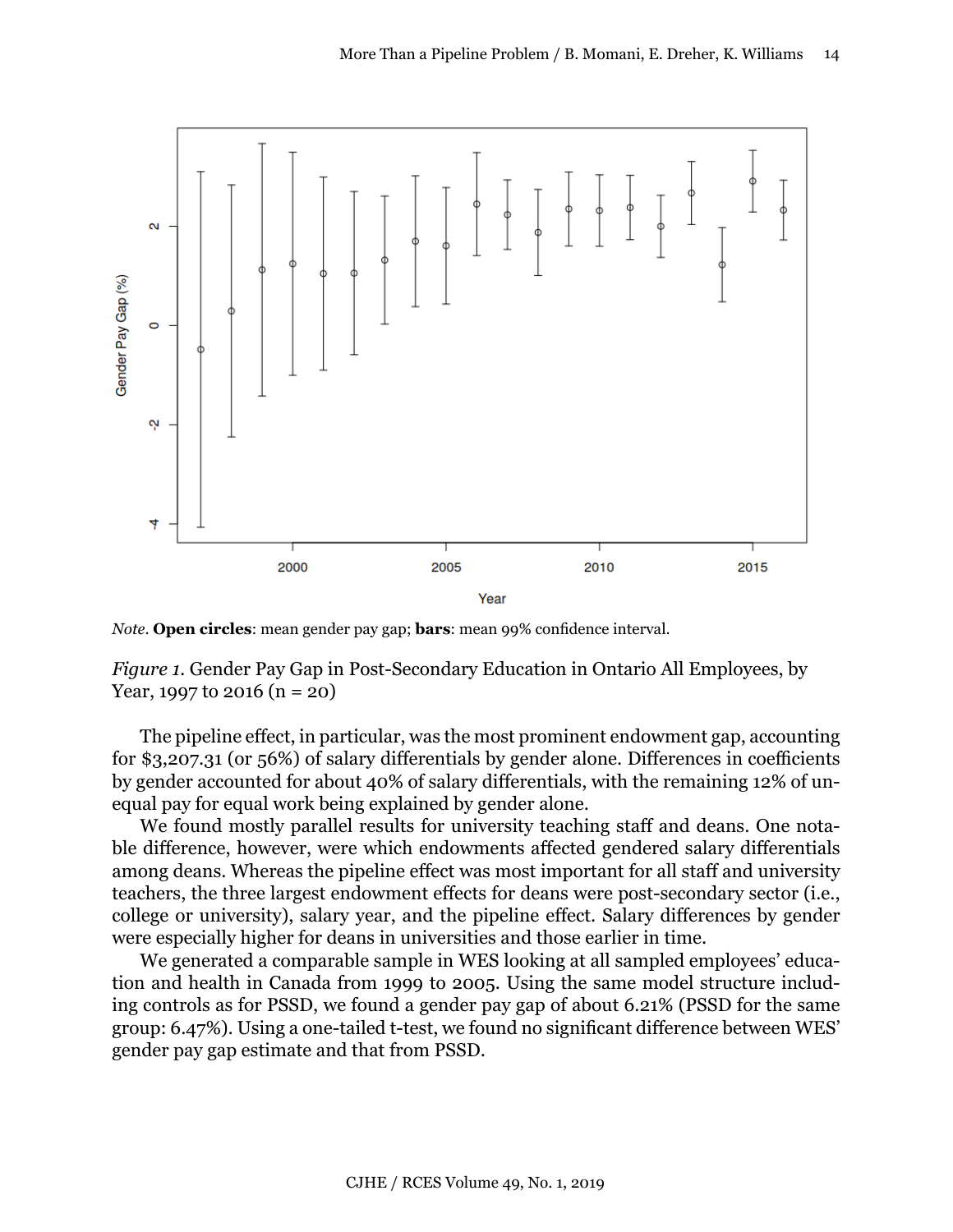*Note*. **Open circles**: mean gender pay gap; **bars**: mean 99% confidence interval.

*Figure 1*. Gender Pay Gap in Post-Secondary Education in Ontario All Employees, by Year, 1997 to 2016 (n = 20)

The pipeline effect, in particular, was the most prominent endowment gap, accounting for $3,207.31 (or 56%) of salary differentials by gender alone. Differences in coefficients by gender accounted for about 40% of salary differentials, with the remaining 12% of unequal pay for equal work being explained by gender alone.

We found mostly parallel results for university teaching staff and deans. One notable difference, however, were which endowments affected gendered salary differentials among deans. Whereas the pipeline effect was most important for all staff and university teachers, the three largest endowment effects for deans were post-secondary sector (i.e., college or university), salary year, and the pipeline effect. Salary differences by gender were especially higher for deans in universities and those earlier in time.

We generated a comparable sample in WES looking at all sampled employees' education and health in Canada from 1999 to 2005. Using the same model structure including controls as for PSSD, we found a gender pay gap of about 6.21% (PSSD for the same group: 6.47%). Using a one-tailed t-test, we found no significant difference between WES' gender pay gap estimate and that from PSSD.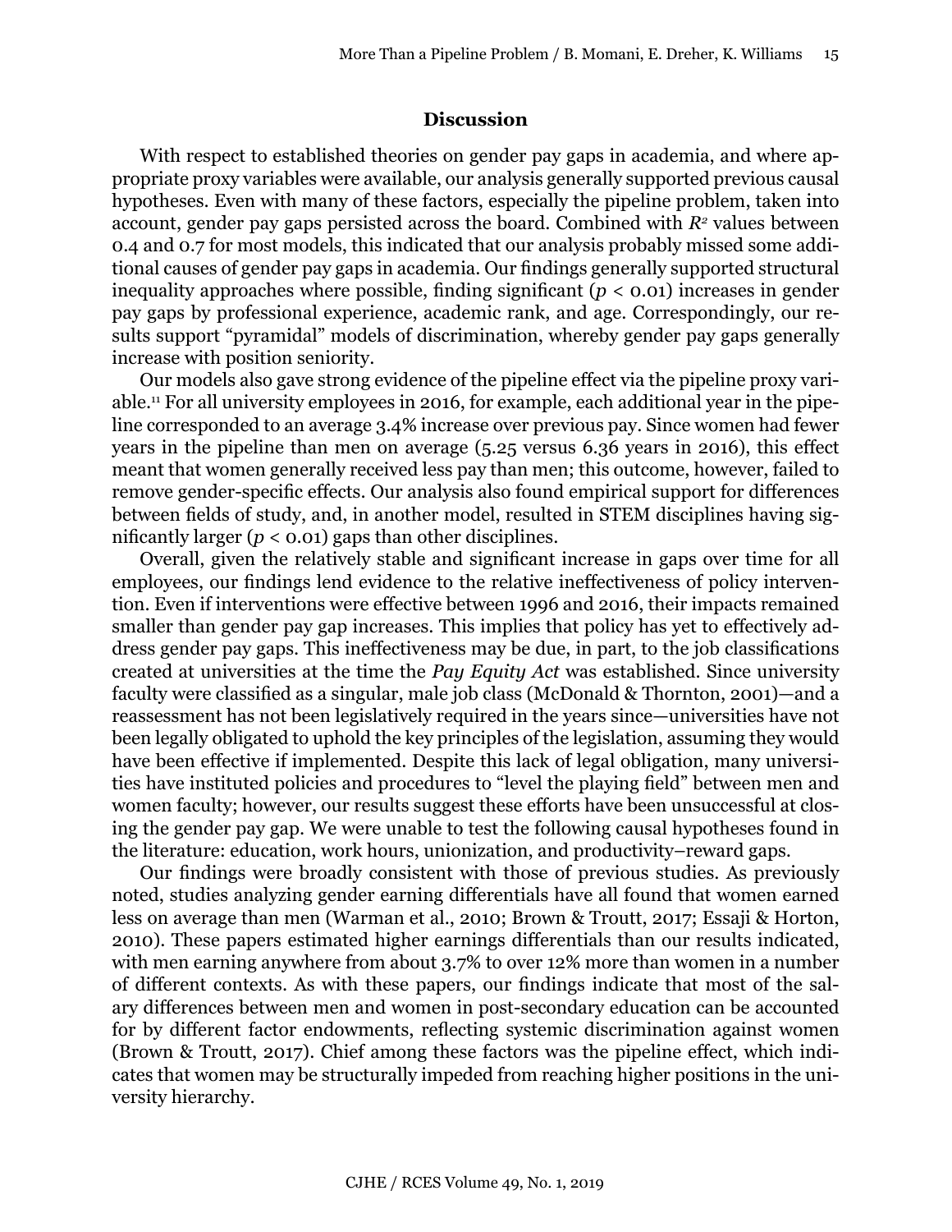## Discussion

With respect to established theories on gender pay gaps in academia, and where appropriate proxy variables were available, our analysis generally supported previous causal hypotheses. Even with many of these factors, especially the pipeline problem, taken into account, gender pay gaps persisted across the board. Combined with $R^2$ values between 0.4 and 0.7 for most models, this indicated that our analysis probably missed some additional causes of gender pay gaps in academia. Our findings generally supported structural inequality approaches where possible, finding significant ($p < 0.01$) increases in gender pay gaps by professional experience, academic rank, and age. Correspondingly, our results support "pyramidal" models of discrimination, whereby gender pay gaps generally increase with position seniority.

Our models also gave strong evidence of the pipeline effect via the pipeline proxy variable.[11] For all university employees in 2016, for example, each additional year in the pipeline corresponded to an average 3.4% increase over previous pay. Since women had fewer years in the pipeline than men on average (5.25 versus 6.36 years in 2016), this effect meant that women generally received less pay than men; this outcome, however, failed to remove gender-specific effects. Our analysis also found empirical support for differences between fields of study, and, in another model, resulted in STEM disciplines having significantly larger ($p < 0.01$) gaps than other disciplines.

Overall, given the relatively stable and significant increase in gaps over time for all employees, our findings lend evidence to the relative ineffectiveness of policy intervention. Even if interventions were effective between 1996 and 2016, their impacts remained smaller than gender pay gap increases. This implies that policy has yet to effectively address gender pay gaps. This ineffectiveness may be due, in part, to the job classifications created at universities at the time the *Pay Equity Act* was established. Since university faculty were classified as a singular, male job class (McDonald & Thornton, 2001)—and a reassessment has not been legislatively required in the years since—universities have not been legally obligated to uphold the key principles of the legislation, assuming they would have been effective if implemented. Despite this lack of legal obligation, many universities have instituted policies and procedures to "level the playing field" between men and women faculty; however, our results suggest these efforts have been unsuccessful at closing the gender pay gap. We were unable to test the following causal hypotheses found in the literature: education, work hours, unionization, and productivity–reward gaps.

Our findings were broadly consistent with those of previous studies. As previously noted, studies analyzing gender earning differentials have all found that women earned less on average than men (Warman et al., 2010; Brown & Troutt, 2017; Essaji & Horton, 2010). These papers estimated higher earnings differentials than our results indicated, with men earning anywhere from about 3.7% to over 12% more than women in a number of different contexts. As with these papers, our findings indicate that most of the salary differences between men and women in post-secondary education can be accounted for by different factor endowments, reflecting systemic discrimination against women (Brown & Troutt, 2017). Chief among these factors was the pipeline effect, which indicates that women may be structurally impeded from reaching higher positions in the university hierarchy.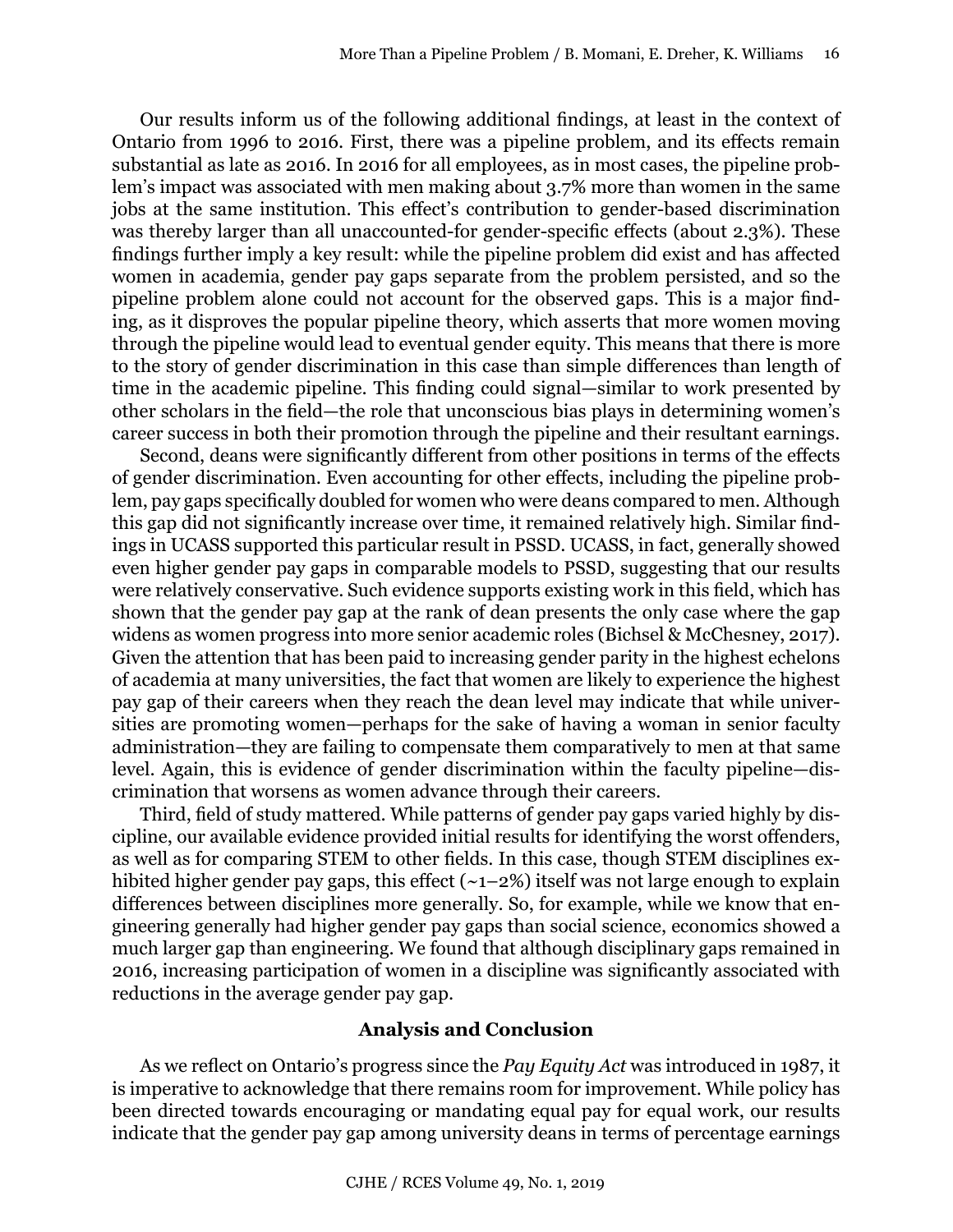Our results inform us of the following additional findings, at least in the context of Ontario from 1996 to 2016. First, there was a pipeline problem, and its effects remain substantial as late as 2016. In 2016 for all employees, as in most cases, the pipeline problem's impact was associated with men making about 3.7% more than women in the same jobs at the same institution. This effect's contribution to gender-based discrimination was thereby larger than all unaccounted-for gender-specific effects (about 2.3%). These findings further imply a key result: while the pipeline problem did exist and has affected women in academia, gender pay gaps separate from the problem persisted, and so the pipeline problem alone could not account for the observed gaps. This is a major finding, as it disproves the popular pipeline theory, which asserts that more women moving through the pipeline would lead to eventual gender equity. This means that there is more to the story of gender discrimination in this case than simple differences than length of time in the academic pipeline. This finding could signal—similar to work presented by other scholars in the field—the role that unconscious bias plays in determining women's career success in both their promotion through the pipeline and their resultant earnings.

Second, deans were significantly different from other positions in terms of the effects of gender discrimination. Even accounting for other effects, including the pipeline problem, pay gaps specifically doubled for women who were deans compared to men. Although this gap did not significantly increase over time, it remained relatively high. Similar findings in UCASS supported this particular result in PSSD. UCASS, in fact, generally showed even higher gender pay gaps in comparable models to PSSD, suggesting that our results were relatively conservative. Such evidence supports existing work in this field, which has shown that the gender pay gap at the rank of dean presents the only case where the gap widens as women progress into more senior academic roles (Bichsel & McChesney, 2017). Given the attention that has been paid to increasing gender parity in the highest echelons of academia at many universities, the fact that women are likely to experience the highest pay gap of their careers when they reach the dean level may indicate that while universities are promoting women—perhaps for the sake of having a woman in senior faculty administration—they are failing to compensate them comparatively to men at that same level. Again, this is evidence of gender discrimination within the faculty pipeline—discrimination that worsens as women advance through their careers.

Third, field of study mattered. While patterns of gender pay gaps varied highly by discipline, our available evidence provided initial results for identifying the worst offenders, as well as for comparing STEM to other fields. In this case, though STEM disciplines exhibited higher gender pay gaps, this effect (~1–2%) itself was not large enough to explain differences between disciplines more generally. So, for example, while we know that engineering generally had higher gender pay gaps than social science, economics showed a much larger gap than engineering. We found that although disciplinary gaps remained in 2016, increasing participation of women in a discipline was significantly associated with reductions in the average gender pay gap.

## Analysis and Conclusion

As we reflect on Ontario's progress since the *Pay Equity Act* was introduced in 1987, it is imperative to acknowledge that there remains room for improvement. While policy has been directed towards encouraging or mandating equal pay for equal work, our results indicate that the gender pay gap among university deans in terms of percentage earnings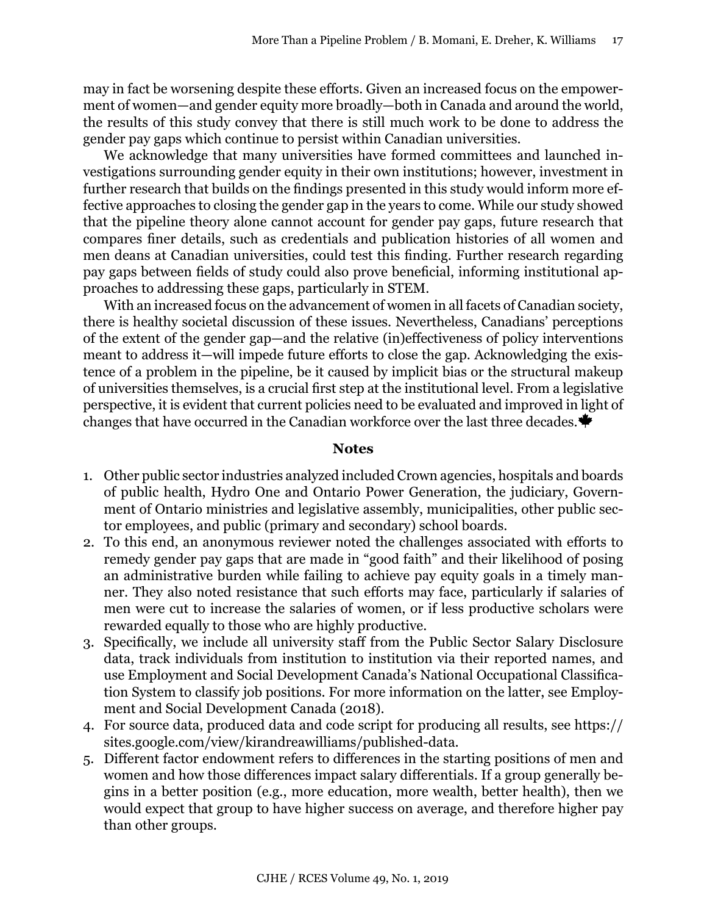may in fact be worsening despite these efforts. Given an increased focus on the empowerment of women—and gender equity more broadly—both in Canada and around the world, the results of this study convey that there is still much work to be done to address the gender pay gaps which continue to persist within Canadian universities.

We acknowledge that many universities have formed committees and launched investigations surrounding gender equity in their own institutions; however, investment in further research that builds on the findings presented in this study would inform more effective approaches to closing the gender gap in the years to come. While our study showed that the pipeline theory alone cannot account for gender pay gaps, future research that compares finer details, such as credentials and publication histories of all women and men deans at Canadian universities, could test this finding. Further research regarding pay gaps between fields of study could also prove beneficial, informing institutional approaches to addressing these gaps, particularly in STEM.

With an increased focus on the advancement of women in all facets of Canadian society, there is healthy societal discussion of these issues. Nevertheless, Canadians' perceptions of the extent of the gender gap—and the relative (in)effectiveness of policy interventions meant to address it—will impede future efforts to close the gap. Acknowledging the existence of a problem in the pipeline, be it caused by implicit bias or the structural makeup of universities themselves, is a crucial first step at the institutional level. From a legislative perspective, it is evident that current policies need to be evaluated and improved in light of changes that have occurred in the Canadian workforce over the last three decades.

## Notes

1. Other public sector industries analyzed included Crown agencies, hospitals and boards of public health, Hydro One and Ontario Power Generation, the judiciary, Government of Ontario ministries and legislative assembly, municipalities, other public sector employees, and public (primary and secondary) school boards.
2. To this end, an anonymous reviewer noted the challenges associated with efforts to remedy gender pay gaps that are made in "good faith" and their likelihood of posing an administrative burden while failing to achieve pay equity goals in a timely manner. They also noted resistance that such efforts may face, particularly if salaries of men were cut to increase the salaries of women, or if less productive scholars were rewarded equally to those who are highly productive.
3. Specifically, we include all university staff from the Public Sector Salary Disclosure data, track individuals from institution to institution via their reported names, and use Employment and Social Development Canada's National Occupational Classification System to classify job positions. For more information on the latter, see Employment and Social Development Canada (2018).
4. For source data, produced data and code script for producing all results, see https://sites.google.com/view/kirandreawilliams/published-data.
5. Different factor endowment refers to differences in the starting positions of men and women and how those differences impact salary differentials. If a group generally begins in a better position (e.g., more education, more wealth, better health), then we would expect that group to have higher success on average, and therefore higher pay than other groups.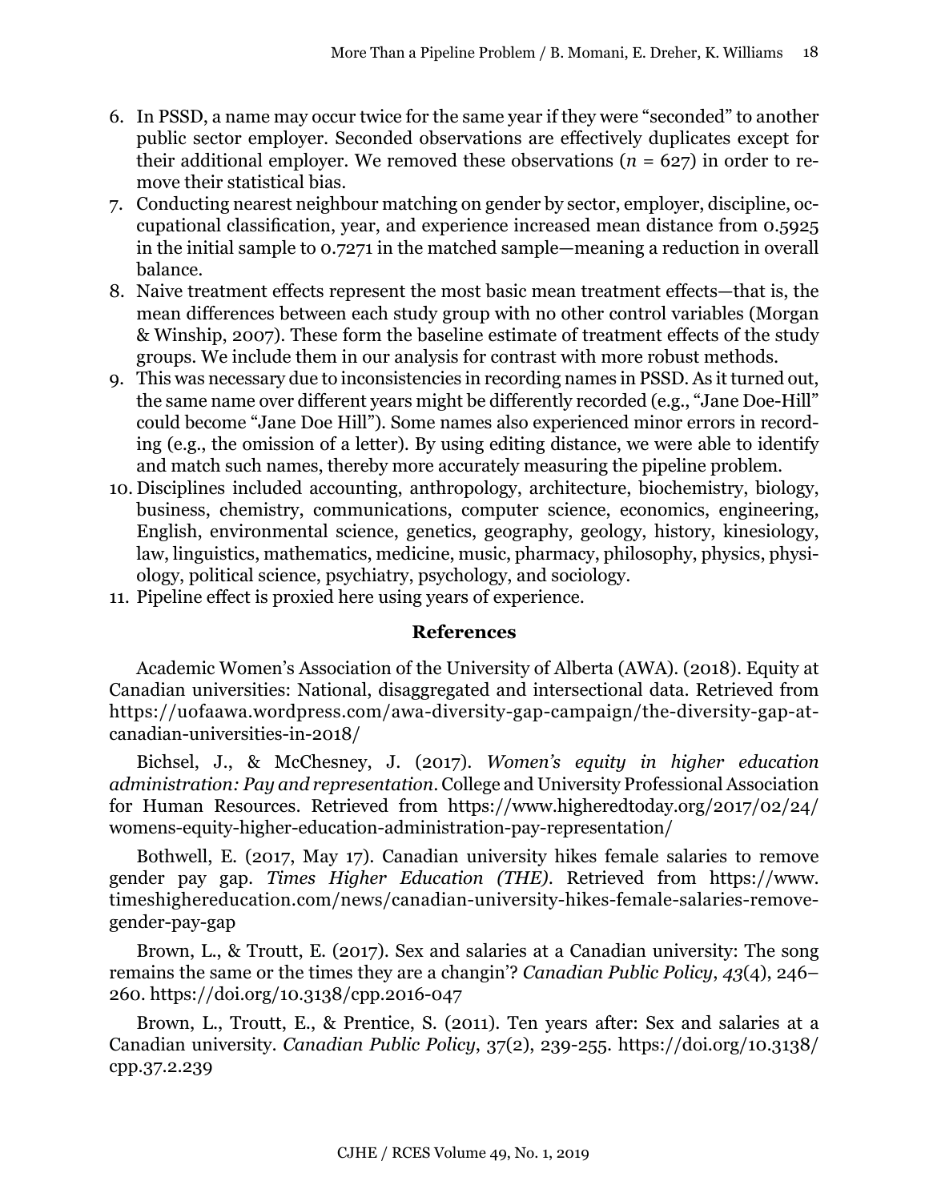6. In PSSD, a name may occur twice for the same year if they were "seconded" to another public sector employer. Seconded observations are effectively duplicates except for their additional employer. We removed these observations ($n$ = 627) in order to remove their statistical bias.
7. Conducting nearest neighbour matching on gender by sector, employer, discipline, occupational classification, year, and experience increased mean distance from 0.5925 in the initial sample to 0.7271 in the matched sample—meaning a reduction in overall balance.
8. Naive treatment effects represent the most basic mean treatment effects—that is, the mean differences between each study group with no other control variables (Morgan & Winship, 2007). These form the baseline estimate of treatment effects of the study groups. We include them in our analysis for contrast with more robust methods.
9. This was necessary due to inconsistencies in recording names in PSSD. As it turned out, the same name over different years might be differently recorded (e.g., "Jane Doe-Hill" could become "Jane Doe Hill"). Some names also experienced minor errors in recording (e.g., the omission of a letter). By using editing distance, we were able to identify and match such names, thereby more accurately measuring the pipeline problem.
10. Disciplines included accounting, anthropology, architecture, biochemistry, biology, business, chemistry, communications, computer science, economics, engineering, English, environmental science, genetics, geography, geology, history, kinesiology, law, linguistics, mathematics, medicine, music, pharmacy, philosophy, physics, physiology, political science, psychiatry, psychology, and sociology.
11. Pipeline effect is proxied here using years of experience.

## References

Academic Women's Association of the University of Alberta (AWA). (2018). Equity at Canadian universities: National, disaggregated and intersectional data. Retrieved from https://uofaawa.wordpress.com/awa-diversity-gap-campaign/the-diversity-gap-at-canadian-universities-in-2018/

Bichsel, J., & McChesney, J. (2017). *Women's equity in higher education administration: Pay and representation*. College and University Professional Association for Human Resources. Retrieved from https://www.higheredtoday.org/2017/02/24/womens-equity-higher-education-administration-pay-representation/

Bothwell, E. (2017, May 17). Canadian university hikes female salaries to remove gender pay gap. *Times Higher Education (THE)*. Retrieved from https://www.timeshighereducation.com/news/canadian-university-hikes-female-salaries-remove-gender-pay-gap

Brown, L., & Troutt, E. (2017). Sex and salaries at a Canadian university: The song remains the same or the times they are a changin'? *Canadian Public Policy*, *43*(4), 246–260. https://doi.org/10.3138/cpp.2016-047

Brown, L., Troutt, E., & Prentice, S. (2011). Ten years after: Sex and salaries at a Canadian university. *Canadian Public Policy*, 37(2), 239-255. https://doi.org/10.3138/cpp.37.2.239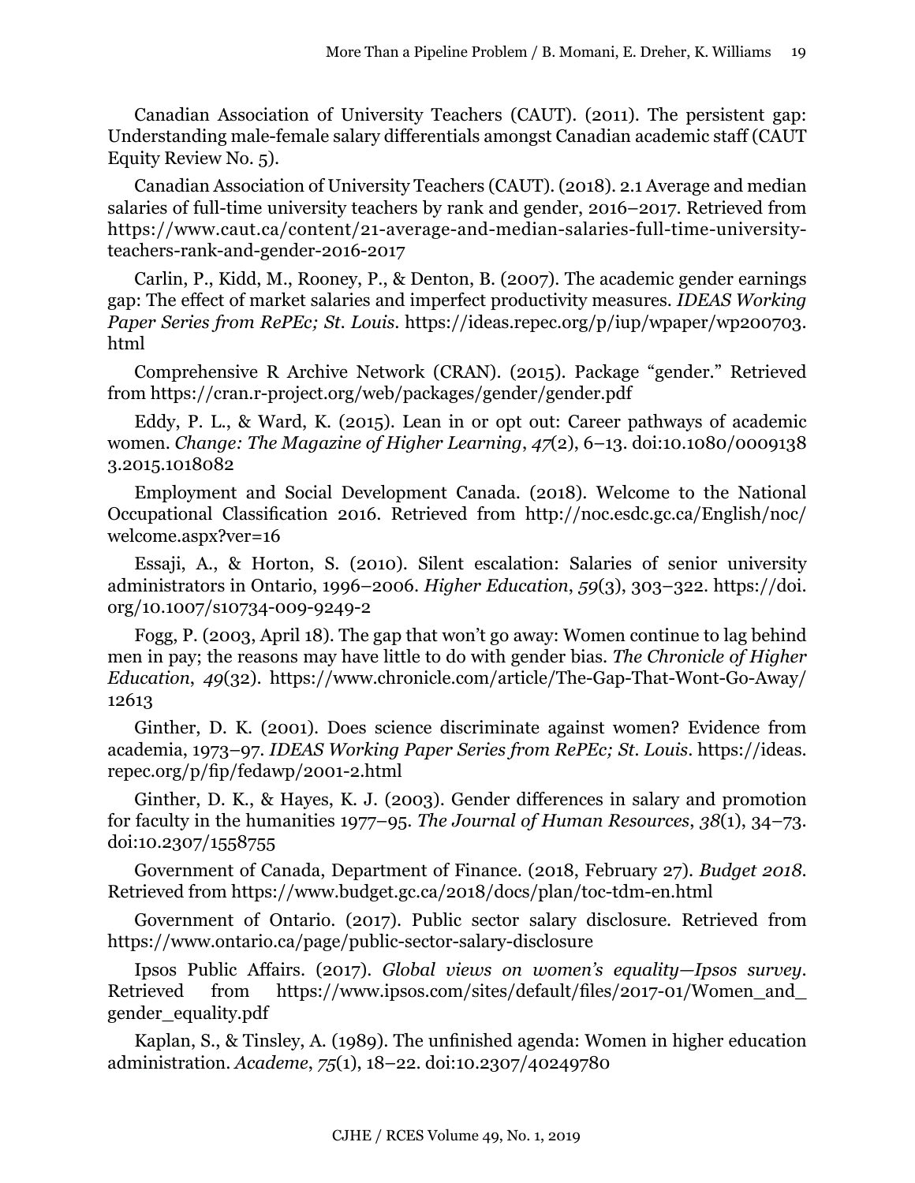Canadian Association of University Teachers (CAUT). (2011). The persistent gap: Understanding male-female salary differentials amongst Canadian academic staff (CAUT Equity Review No. 5).

Canadian Association of University Teachers (CAUT). (2018). 2.1 Average and median salaries of full-time university teachers by rank and gender, 2016–2017. Retrieved from https://www.caut.ca/content/21-average-and-median-salaries-full-time-university-teachers-rank-and-gender-2016-2017

Carlin, P., Kidd, M., Rooney, P., & Denton, B. (2007). The academic gender earnings gap: The effect of market salaries and imperfect productivity measures. *IDEAS Working Paper Series from RePEc; St. Louis*. https://ideas.repec.org/p/iup/wpaper/wp200703.html

Comprehensive R Archive Network (CRAN). (2015). Package "gender." Retrieved from https://cran.r-project.org/web/packages/gender/gender.pdf

Eddy, P. L., & Ward, K. (2015). Lean in or opt out: Career pathways of academic women. *Change: The Magazine of Higher Learning*, *47*(2), 6–13. doi:10.1080/00091383.2015.1018082

Employment and Social Development Canada. (2018). Welcome to the National Occupational Classification 2016. Retrieved from http://noc.esdc.gc.ca/English/noc/welcome.aspx?ver=16

Essaji, A., & Horton, S. (2010). Silent escalation: Salaries of senior university administrators in Ontario, 1996–2006. *Higher Education*, *59*(3), 303–322. https://doi.org/10.1007/s10734-009-9249-2

Fogg, P. (2003, April 18). The gap that won't go away: Women continue to lag behind men in pay; the reasons may have little to do with gender bias. *The Chronicle of Higher Education*, *49*(32). https://www.chronicle.com/article/The-Gap-That-Wont-Go-Away/12613

Ginther, D. K. (2001). Does science discriminate against women? Evidence from academia, 1973–97. *IDEAS Working Paper Series from RePEc; St. Louis*. https://ideas.repec.org/p/fip/fedawp/2001-2.html

Ginther, D. K., & Hayes, K. J. (2003). Gender differences in salary and promotion for faculty in the humanities 1977–95. *The Journal of Human Resources*, *38*(1), 34–73. doi:10.2307/1558755

Government of Canada, Department of Finance. (2018, February 27). *Budget 2018*. Retrieved from https://www.budget.gc.ca/2018/docs/plan/toc-tdm-en.html

Government of Ontario. (2017). Public sector salary disclosure. Retrieved from https://www.ontario.ca/page/public-sector-salary-disclosure

Ipsos Public Affairs. (2017). *Global views on women's equality—Ipsos survey*. Retrieved from https://www.ipsos.com/sites/default/files/2017-01/Women_and_gender_equality.pdf

Kaplan, S., & Tinsley, A. (1989). The unfinished agenda: Women in higher education administration. *Academe*, *75*(1), 18–22. doi:10.2307/40249780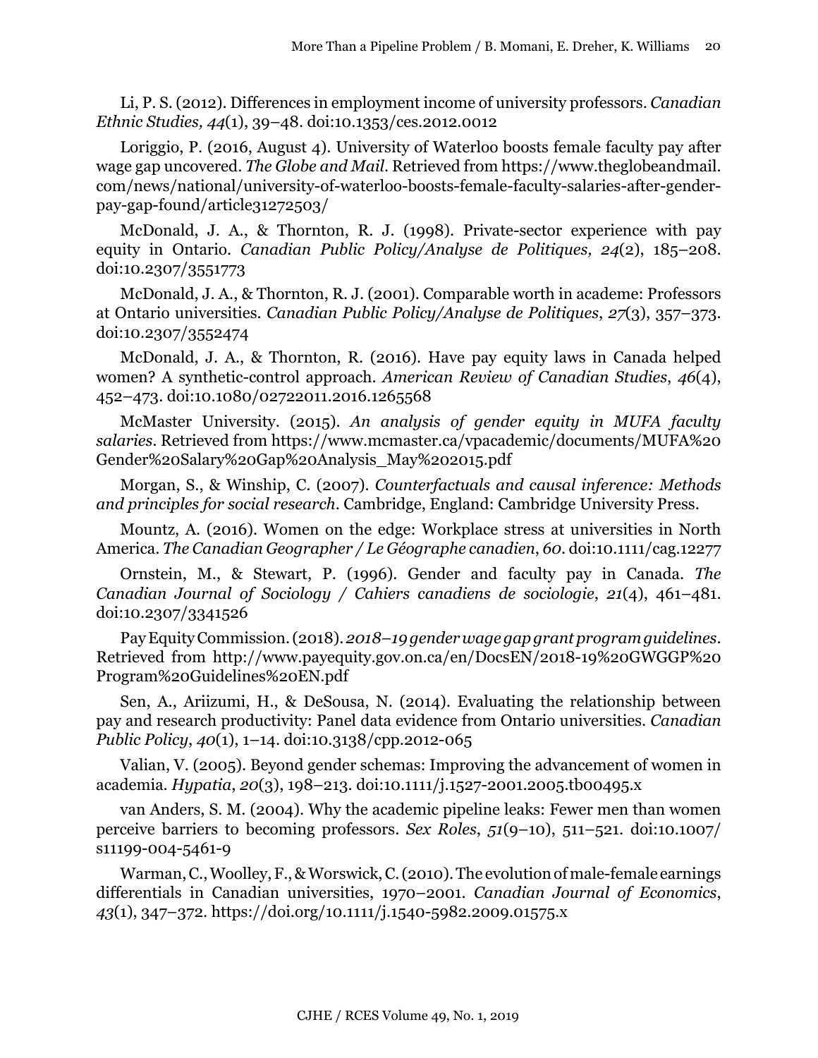Li, P. S. (2012). Differences in employment income of university professors. *Canadian Ethnic Studies, 44*(1), 39–48. doi:10.1353/ces.2012.0012

Loriggio, P. (2016, August 4). University of Waterloo boosts female faculty pay after wage gap uncovered. *The Globe and Mail*. Retrieved from https://www.theglobeandmail.com/news/national/university-of-waterloo-boosts-female-faculty-salaries-after-gender-pay-gap-found/article31272503/

McDonald, J. A., & Thornton, R. J. (1998). Private-sector experience with pay equity in Ontario. *Canadian Public Policy/Analyse de Politiques, 24*(2), 185–208. doi:10.2307/3551773

McDonald, J. A., & Thornton, R. J. (2001). Comparable worth in academe: Professors at Ontario universities. *Canadian Public Policy/Analyse de Politiques*, *27*(3), 357–373. doi:10.2307/3552474

McDonald, J. A., & Thornton, R. (2016). Have pay equity laws in Canada helped women? A synthetic-control approach. *American Review of Canadian Studies*, *46*(4), 452–473. doi:10.1080/02722011.2016.1265568

McMaster University. (2015). *An analysis of gender equity in MUFA faculty salaries*. Retrieved from https://www.mcmaster.ca/vpacademic/documents/MUFA%20Gender%20Salary%20Gap%20Analysis_May%202015.pdf

Morgan, S., & Winship, C. (2007). *Counterfactuals and causal inference: Methods and principles for social research*. Cambridge, England: Cambridge University Press.

Mountz, A. (2016). Women on the edge: Workplace stress at universities in North America. *The Canadian Geographer / Le Géographe canadien*, *60*. doi:10.1111/cag.12277

Ornstein, M., & Stewart, P. (1996). Gender and faculty pay in Canada. *The Canadian Journal of Sociology / Cahiers canadiens de sociologie*, *21*(4), 461–481. doi:10.2307/3341526

Pay Equity Commission. (2018). *2018–19 gender wage gap grant program guidelines*. Retrieved from http://www.payequity.gov.on.ca/en/DocsEN/2018-19%20GWGGP%20Program%20Guidelines%20EN.pdf

Sen, A., Ariizumi, H., & DeSousa, N. (2014). Evaluating the relationship between pay and research productivity: Panel data evidence from Ontario universities. *Canadian Public Policy*, *40*(1), 1–14. doi:10.3138/cpp.2012-065

Valian, V. (2005). Beyond gender schemas: Improving the advancement of women in academia. *Hypatia, 20*(3), 198–213. doi:10.1111/j.1527-2001.2005.tb00495.x

van Anders, S. M. (2004). Why the academic pipeline leaks: Fewer men than women perceive barriers to becoming professors. *Sex Roles*, *51*(9–10), 511–521. doi:10.1007/s11199-004-5461-9

Warman, C., Woolley, F., & Worswick, C. (2010). The evolution of male-female earnings differentials in Canadian universities, 1970–2001. *Canadian Journal of Economics*, *43*(1), 347–372. https://doi.org/10.1111/j.1540-5982.2009.01575.x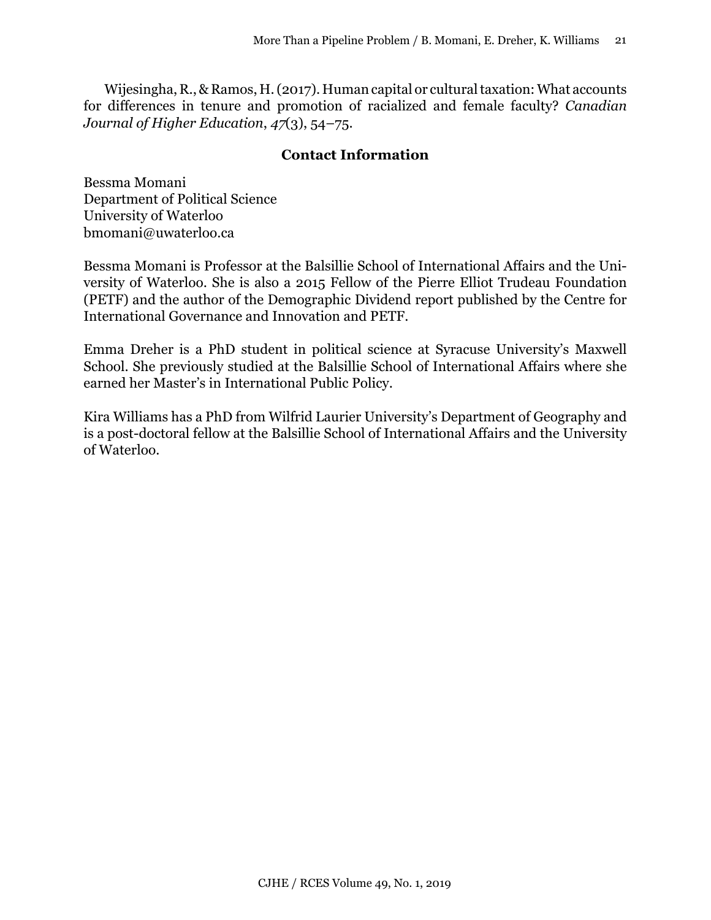Wijesingha, R., & Ramos, H. (2017). Human capital or cultural taxation: What accounts for differences in tenure and promotion of racialized and female faculty? *Canadian Journal of Higher Education*, *47*(3), 54–75.

### Contact Information

Bessma Momani
Department of Political Science
University of Waterloo
bmomani@uwaterloo.ca

Bessma Momani is Professor at the Balsillie School of International Affairs and the University of Waterloo. She is also a 2015 Fellow of the Pierre Elliot Trudeau Foundation (PETF) and the author of the Demographic Dividend report published by the Centre for International Governance and Innovation and PETF.

Emma Dreher is a PhD student in political science at Syracuse University's Maxwell School. She previously studied at the Balsillie School of International Affairs where she earned her Master's in International Public Policy.

Kira Williams has a PhD from Wilfrid Laurier University's Department of Geography and is a post-doctoral fellow at the Balsillie School of International Affairs and the University of Waterloo.